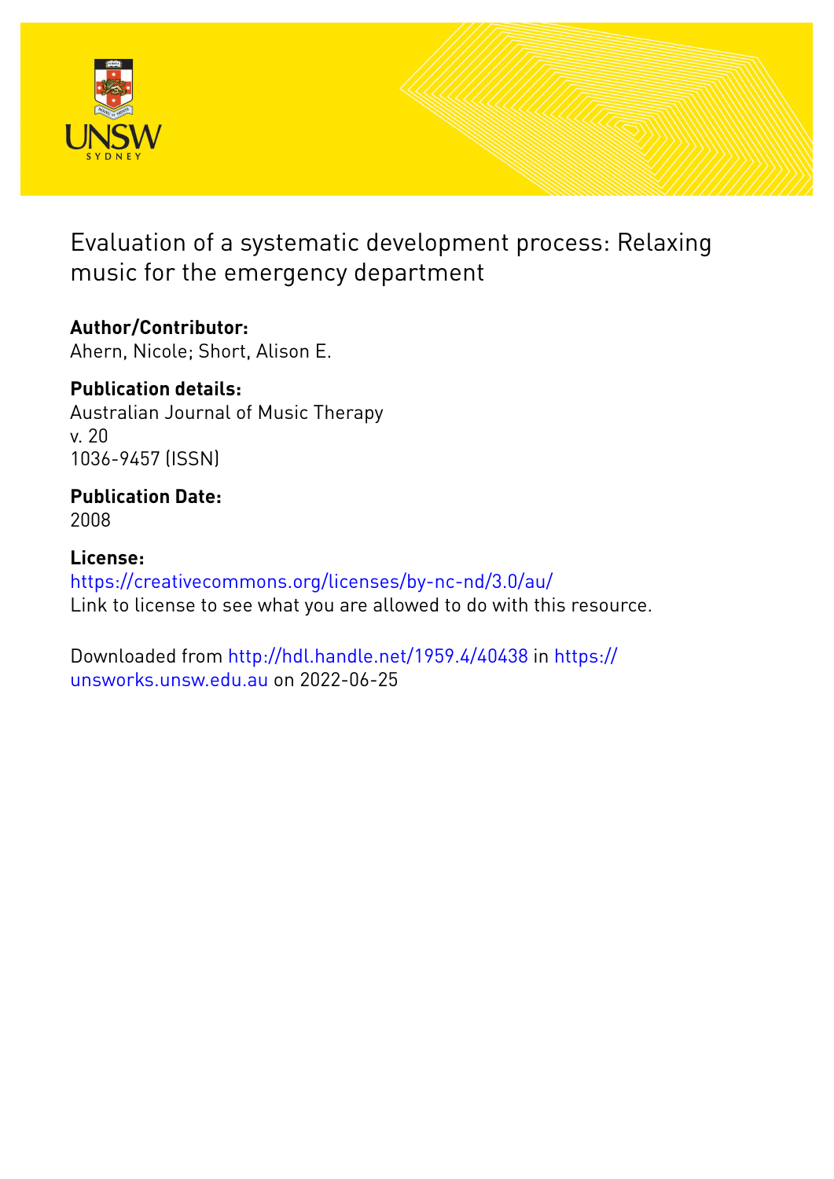# Evaluation of a systematic development process: Relaxing music for the emergency department

**Author/Contributor:**
Ahern, Nicole; Short, Alison E.

**Publication details:**
Australian Journal of Music Therapy
v. 20
1036-9457 (ISSN)

**Publication Date:**
2008

**License:**
https://creativecommons.org/licenses/by-nc-nd/3.0/au/
Link to license to see what you are allowed to do with this resource.

Downloaded from http://hdl.handle.net/1959.4/40438 in https://unsworks.unsw.edu.au on 2022-06-25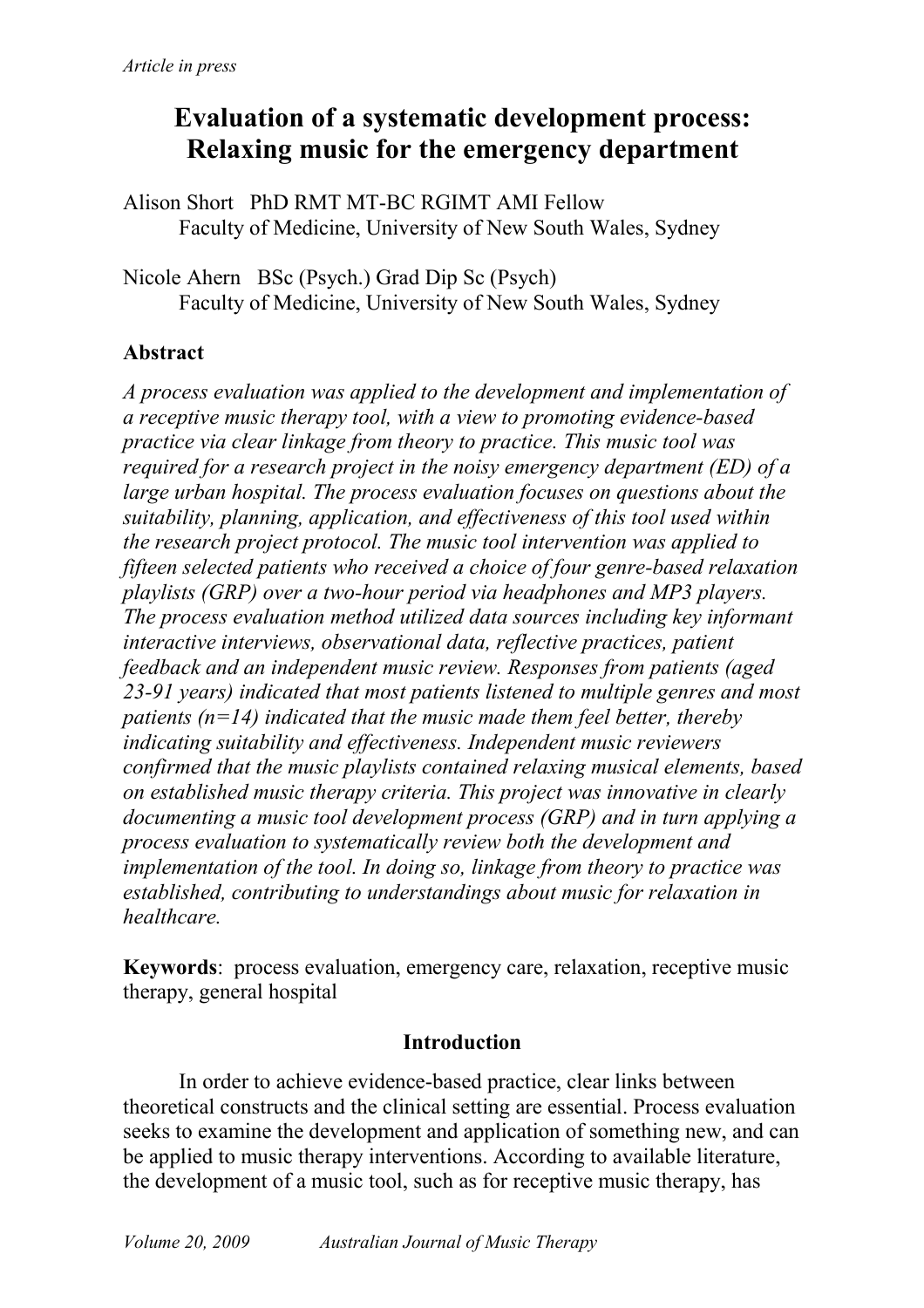# Evaluation of a systematic development process: Relaxing music for the emergency department

Alison Short PhD RMT MT-BC RGIMT AMI Fellow
Faculty of Medicine, University of New South Wales, Sydney

Nicole Ahern BSc (Psych.) Grad Dip Sc (Psych)
Faculty of Medicine, University of New South Wales, Sydney

## Abstract

*A process evaluation was applied to the development and implementation of a receptive music therapy tool, with a view to promoting evidence-based practice via clear linkage from theory to practice. This music tool was required for a research project in the noisy emergency department (ED) of a large urban hospital. The process evaluation focuses on questions about the suitability, planning, application, and effectiveness of this tool used within the research project protocol. The music tool intervention was applied to fifteen selected patients who received a choice of four genre-based relaxation playlists (GRP) over a two-hour period via headphones and MP3 players. The process evaluation method utilized data sources including key informant interactive interviews, observational data, reflective practices, patient feedback and an independent music review. Responses from patients (aged 23-91 years) indicated that most patients listened to multiple genres and most patients (n=14) indicated that the music made them feel better, thereby indicating suitability and effectiveness. Independent music reviewers confirmed that the music playlists contained relaxing musical elements, based on established music therapy criteria. This project was innovative in clearly documenting a music tool development process (GRP) and in turn applying a process evaluation to systematically review both the development and implementation of the tool. In doing so, linkage from theory to practice was established, contributing to understandings about music for relaxation in healthcare.*

**Keywords**: process evaluation, emergency care, relaxation, receptive music therapy, general hospital

## Introduction

In order to achieve evidence-based practice, clear links between theoretical constructs and the clinical setting are essential. Process evaluation seeks to examine the development and application of something new, and can be applied to music therapy interventions. According to available literature, the development of a music tool, such as for receptive music therapy, has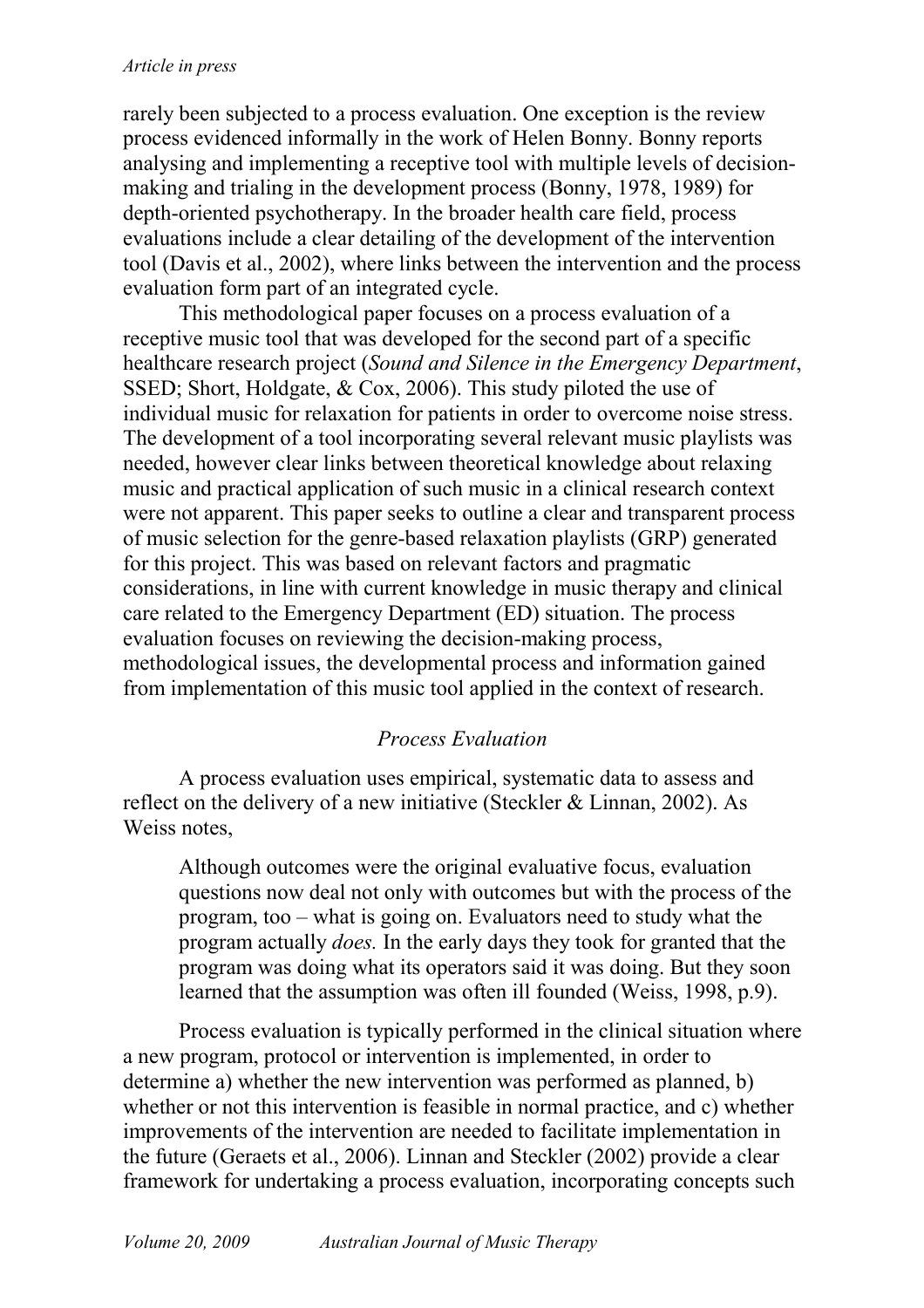rarely been subjected to a process evaluation. One exception is the review process evidenced informally in the work of Helen Bonny. Bonny reports analysing and implementing a receptive tool with multiple levels of decision-making and trialing in the development process (Bonny, 1978, 1989) for depth-oriented psychotherapy. In the broader health care field, process evaluations include a clear detailing of the development of the intervention tool (Davis et al., 2002), where links between the intervention and the process evaluation form part of an integrated cycle.

This methodological paper focuses on a process evaluation of a receptive music tool that was developed for the second part of a specific healthcare research project (*Sound and Silence in the Emergency Department*, SSED; Short, Holdgate, & Cox, 2006). This study piloted the use of individual music for relaxation for patients in order to overcome noise stress. The development of a tool incorporating several relevant music playlists was needed, however clear links between theoretical knowledge about relaxing music and practical application of such music in a clinical research context were not apparent. This paper seeks to outline a clear and transparent process of music selection for the genre-based relaxation playlists (GRP) generated for this project. This was based on relevant factors and pragmatic considerations, in line with current knowledge in music therapy and clinical care related to the Emergency Department (ED) situation. The process evaluation focuses on reviewing the decision-making process, methodological issues, the developmental process and information gained from implementation of this music tool applied in the context of research.

## *Process Evaluation*

A process evaluation uses empirical, systematic data to assess and reflect on the delivery of a new initiative (Steckler & Linnan, 2002). As Weiss notes,

> Although outcomes were the original evaluative focus, evaluation questions now deal not only with outcomes but with the process of the program, too – what is going on. Evaluators need to study what the program actually *does.* In the early days they took for granted that the program was doing what its operators said it was doing. But they soon learned that the assumption was often ill founded (Weiss, 1998, p.9).

Process evaluation is typically performed in the clinical situation where a new program, protocol or intervention is implemented, in order to determine a) whether the new intervention was performed as planned, b) whether or not this intervention is feasible in normal practice, and c) whether improvements of the intervention are needed to facilitate implementation in the future (Geraets et al., 2006). Linnan and Steckler (2002) provide a clear framework for undertaking a process evaluation, incorporating concepts such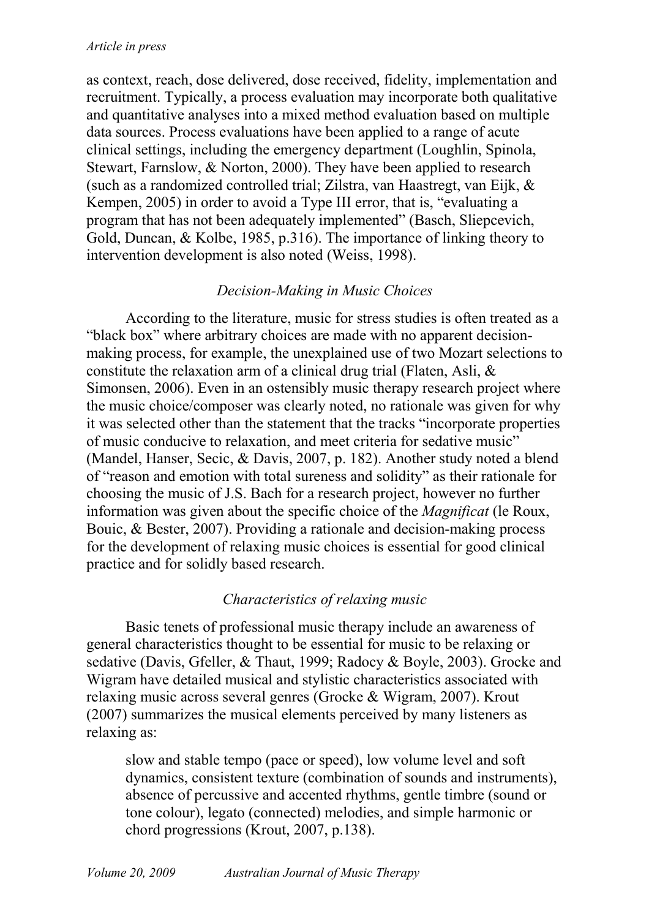as context, reach, dose delivered, dose received, fidelity, implementation and recruitment. Typically, a process evaluation may incorporate both qualitative and quantitative analyses into a mixed method evaluation based on multiple data sources. Process evaluations have been applied to a range of acute clinical settings, including the emergency department (Loughlin, Spinola, Stewart, Farnslow, & Norton, 2000). They have been applied to research (such as a randomized controlled trial; Zilstra, van Haastregt, van Eijk, & Kempen, 2005) in order to avoid a Type III error, that is, "evaluating a program that has not been adequately implemented" (Basch, Sliepcevich, Gold, Duncan, & Kolbe, 1985, p.316). The importance of linking theory to intervention development is also noted (Weiss, 1998).

### *Decision-Making in Music Choices*

According to the literature, music for stress studies is often treated as a "black box" where arbitrary choices are made with no apparent decision-making process, for example, the unexplained use of two Mozart selections to constitute the relaxation arm of a clinical drug trial (Flaten, Asli, & Simonsen, 2006). Even in an ostensibly music therapy research project where the music choice/composer was clearly noted, no rationale was given for why it was selected other than the statement that the tracks "incorporate properties of music conducive to relaxation, and meet criteria for sedative music" (Mandel, Hanser, Secic, & Davis, 2007, p. 182). Another study noted a blend of "reason and emotion with total sureness and solidity" as their rationale for choosing the music of J.S. Bach for a research project, however no further information was given about the specific choice of the *Magnificat* (le Roux, Bouic, & Bester, 2007). Providing a rationale and decision-making process for the development of relaxing music choices is essential for good clinical practice and for solidly based research.

### *Characteristics of relaxing music*

Basic tenets of professional music therapy include an awareness of general characteristics thought to be essential for music to be relaxing or sedative (Davis, Gfeller, & Thaut, 1999; Radocy & Boyle, 2003). Grocke and Wigram have detailed musical and stylistic characteristics associated with relaxing music across several genres (Grocke & Wigram, 2007). Krout (2007) summarizes the musical elements perceived by many listeners as relaxing as:

> slow and stable tempo (pace or speed), low volume level and soft dynamics, consistent texture (combination of sounds and instruments), absence of percussive and accented rhythms, gentle timbre (sound or tone colour), legato (connected) melodies, and simple harmonic or chord progressions (Krout, 2007, p.138).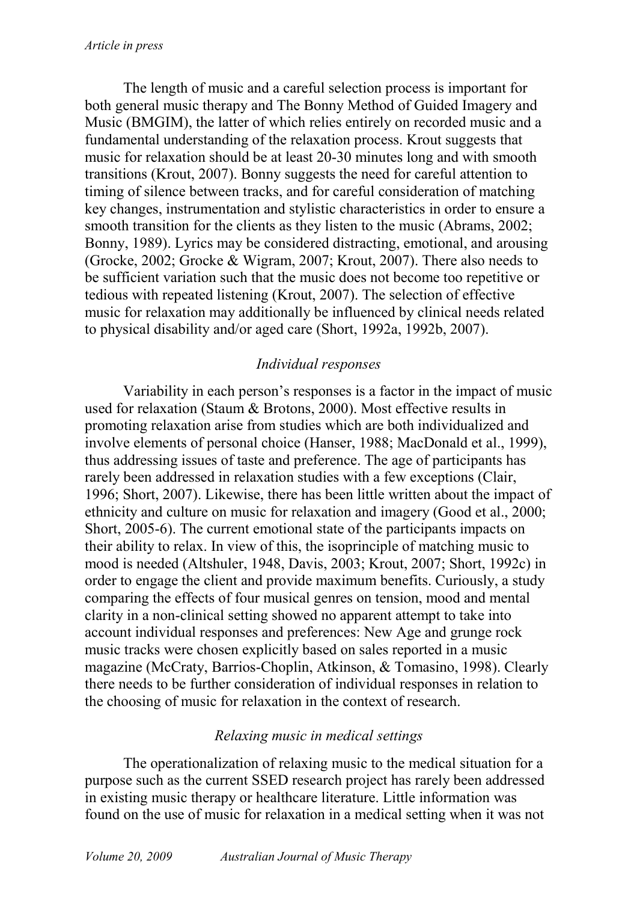The length of music and a careful selection process is important for both general music therapy and The Bonny Method of Guided Imagery and Music (BMGIM), the latter of which relies entirely on recorded music and a fundamental understanding of the relaxation process. Krout suggests that music for relaxation should be at least 20-30 minutes long and with smooth transitions (Krout, 2007). Bonny suggests the need for careful attention to timing of silence between tracks, and for careful consideration of matching key changes, instrumentation and stylistic characteristics in order to ensure a smooth transition for the clients as they listen to the music (Abrams, 2002; Bonny, 1989). Lyrics may be considered distracting, emotional, and arousing (Grocke, 2002; Grocke & Wigram, 2007; Krout, 2007). There also needs to be sufficient variation such that the music does not become too repetitive or tedious with repeated listening (Krout, 2007). The selection of effective music for relaxation may additionally be influenced by clinical needs related to physical disability and/or aged care (Short, 1992a, 1992b, 2007).

### *Individual responses*

Variability in each person's responses is a factor in the impact of music used for relaxation (Staum & Brotons, 2000). Most effective results in promoting relaxation arise from studies which are both individualized and involve elements of personal choice (Hanser, 1988; MacDonald et al., 1999), thus addressing issues of taste and preference. The age of participants has rarely been addressed in relaxation studies with a few exceptions (Clair, 1996; Short, 2007). Likewise, there has been little written about the impact of ethnicity and culture on music for relaxation and imagery (Good et al., 2000; Short, 2005-6). The current emotional state of the participants impacts on their ability to relax. In view of this, the isoprinciple of matching music to mood is needed (Altshuler, 1948, Davis, 2003; Krout, 2007; Short, 1992c) in order to engage the client and provide maximum benefits. Curiously, a study comparing the effects of four musical genres on tension, mood and mental clarity in a non-clinical setting showed no apparent attempt to take into account individual responses and preferences: New Age and grunge rock music tracks were chosen explicitly based on sales reported in a music magazine (McCraty, Barrios-Choplin, Atkinson, & Tomasino, 1998). Clearly there needs to be further consideration of individual responses in relation to the choosing of music for relaxation in the context of research.

### *Relaxing music in medical settings*

The operationalization of relaxing music to the medical situation for a purpose such as the current SSED research project has rarely been addressed in existing music therapy or healthcare literature. Little information was found on the use of music for relaxation in a medical setting when it was not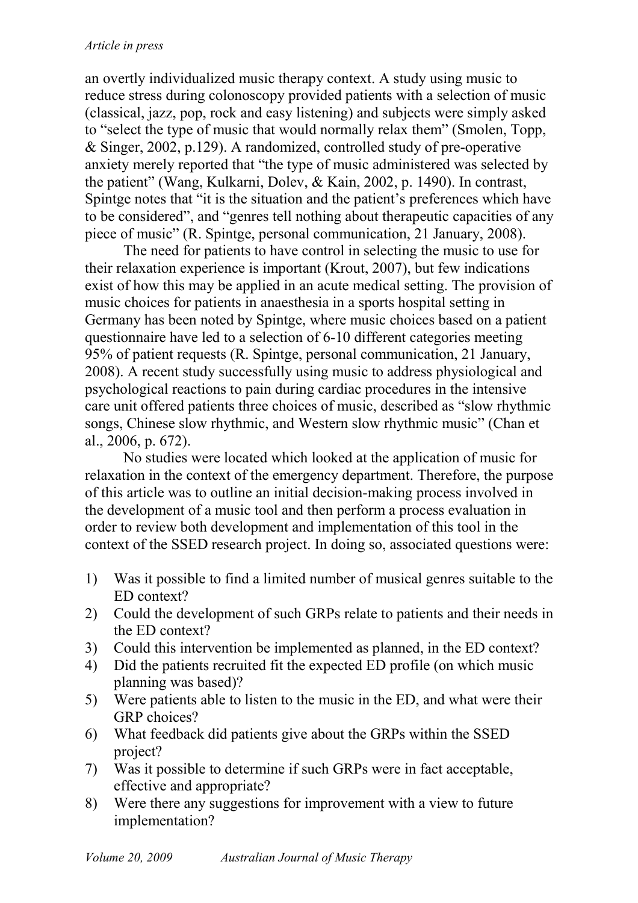an overtly individualized music therapy context. A study using music to reduce stress during colonoscopy provided patients with a selection of music (classical, jazz, pop, rock and easy listening) and subjects were simply asked to "select the type of music that would normally relax them" (Smolen, Topp, & Singer, 2002, p.129). A randomized, controlled study of pre-operative anxiety merely reported that "the type of music administered was selected by the patient" (Wang, Kulkarni, Dolev, & Kain, 2002, p. 1490). In contrast, Spintge notes that "it is the situation and the patient's preferences which have to be considered", and "genres tell nothing about therapeutic capacities of any piece of music" (R. Spintge, personal communication, 21 January, 2008).

The need for patients to have control in selecting the music to use for their relaxation experience is important (Krout, 2007), but few indications exist of how this may be applied in an acute medical setting. The provision of music choices for patients in anaesthesia in a sports hospital setting in Germany has been noted by Spintge, where music choices based on a patient questionnaire have led to a selection of 6-10 different categories meeting 95% of patient requests (R. Spintge, personal communication, 21 January, 2008). A recent study successfully using music to address physiological and psychological reactions to pain during cardiac procedures in the intensive care unit offered patients three choices of music, described as "slow rhythmic songs, Chinese slow rhythmic, and Western slow rhythmic music" (Chan et al., 2006, p. 672).

No studies were located which looked at the application of music for relaxation in the context of the emergency department. Therefore, the purpose of this article was to outline an initial decision-making process involved in the development of a music tool and then perform a process evaluation in order to review both development and implementation of this tool in the context of the SSED research project. In doing so, associated questions were:

1) Was it possible to find a limited number of musical genres suitable to the ED context?
2) Could the development of such GRPs relate to patients and their needs in the ED context?
3) Could this intervention be implemented as planned, in the ED context?
4) Did the patients recruited fit the expected ED profile (on which music planning was based)?
5) Were patients able to listen to the music in the ED, and what were their GRP choices?
6) What feedback did patients give about the GRPs within the SSED project?
7) Was it possible to determine if such GRPs were in fact acceptable, effective and appropriate?
8) Were there any suggestions for improvement with a view to future implementation?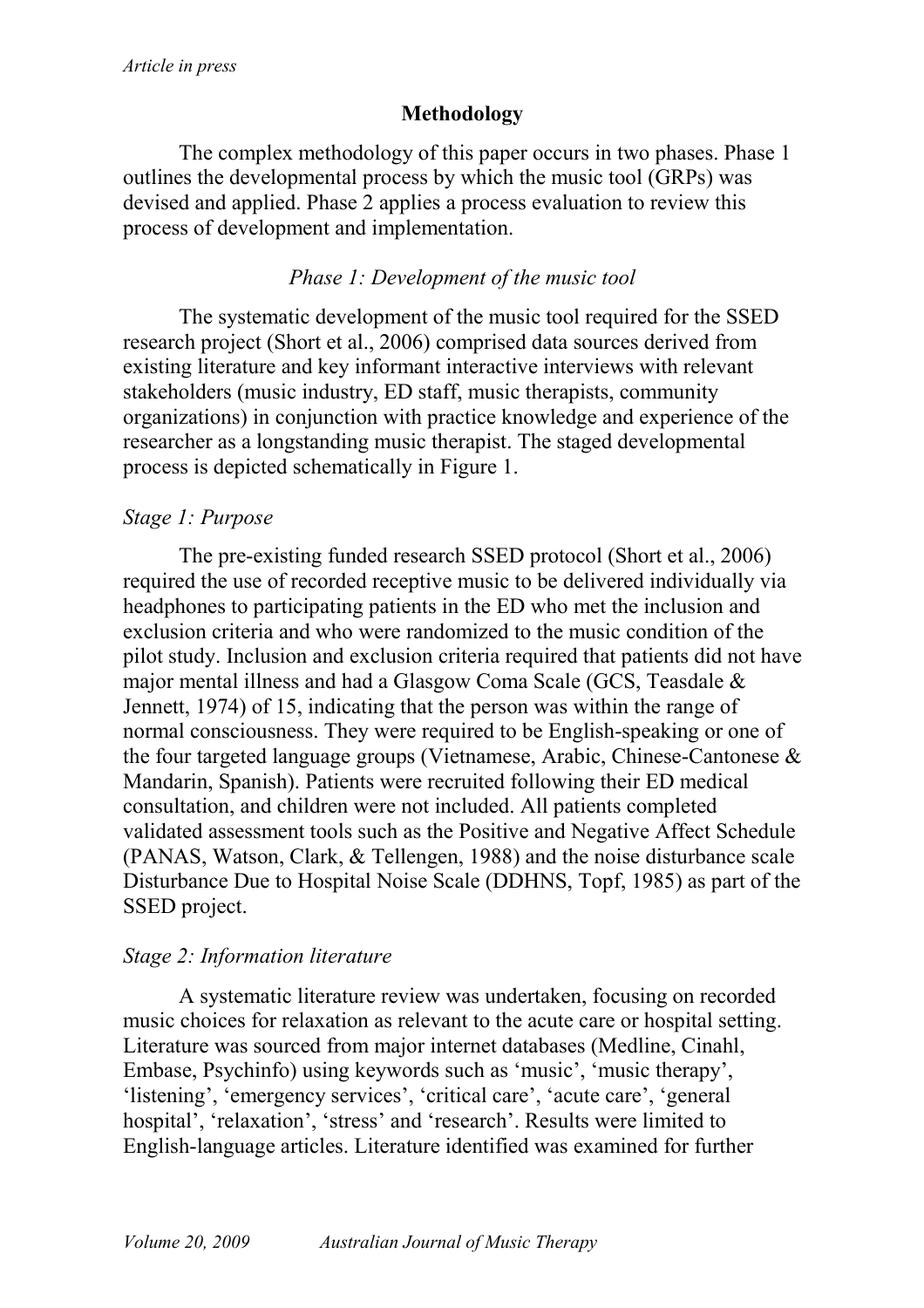## Methodology

The complex methodology of this paper occurs in two phases. Phase 1 outlines the developmental process by which the music tool (GRPs) was devised and applied. Phase 2 applies a process evaluation to review this process of development and implementation.

### *Phase 1: Development of the music tool*

The systematic development of the music tool required for the SSED research project (Short et al., 2006) comprised data sources derived from existing literature and key informant interactive interviews with relevant stakeholders (music industry, ED staff, music therapists, community organizations) in conjunction with practice knowledge and experience of the researcher as a longstanding music therapist. The staged developmental process is depicted schematically in Figure 1.

#### *Stage 1: Purpose*

The pre-existing funded research SSED protocol (Short et al., 2006) required the use of recorded receptive music to be delivered individually via headphones to participating patients in the ED who met the inclusion and exclusion criteria and who were randomized to the music condition of the pilot study. Inclusion and exclusion criteria required that patients did not have major mental illness and had a Glasgow Coma Scale (GCS, Teasdale & Jennett, 1974) of 15, indicating that the person was within the range of normal consciousness. They were required to be English-speaking or one of the four targeted language groups (Vietnamese, Arabic, Chinese-Cantonese & Mandarin, Spanish). Patients were recruited following their ED medical consultation, and children were not included. All patients completed validated assessment tools such as the Positive and Negative Affect Schedule (PANAS, Watson, Clark, & Tellengen, 1988) and the noise disturbance scale Disturbance Due to Hospital Noise Scale (DDHNS, Topf, 1985) as part of the SSED project.

#### *Stage 2: Information literature*

A systematic literature review was undertaken, focusing on recorded music choices for relaxation as relevant to the acute care or hospital setting. Literature was sourced from major internet databases (Medline, Cinahl, Embase, Psychinfo) using keywords such as 'music', 'music therapy', 'listening', 'emergency services', 'critical care', 'acute care', 'general hospital', 'relaxation', 'stress' and 'research'. Results were limited to English-language articles. Literature identified was examined for further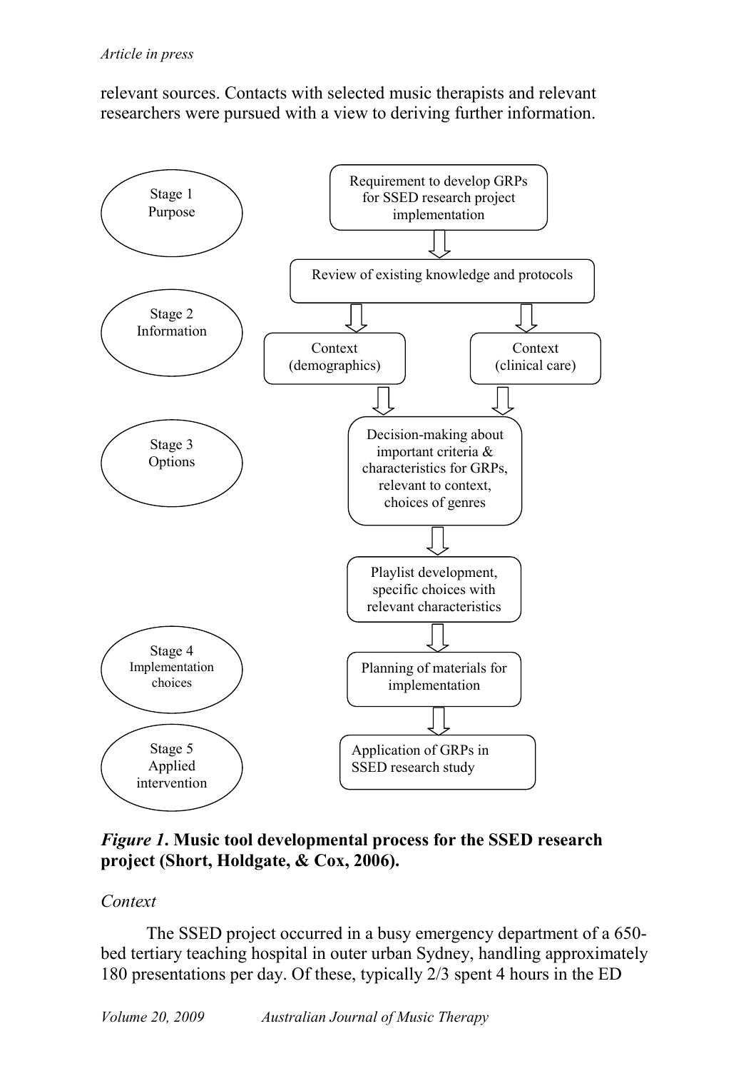relevant sources. Contacts with selected music therapists and relevant researchers were pursued with a view to deriving further information.

Stage 1 Purpose

Requirement to develop GRPs for SSED research project implementation

Review of existing knowledge and protocols

Stage 2 Information

Context (demographics)

Context (clinical care)

Stage 3 Options

Decision-making about important criteria & characteristics for GRPs, relevant to context, choices of genres

Playlist development, specific choices with relevant characteristics

Stage 4 Implementation choices

Planning of materials for implementation

Stage 5 Applied intervention

Application of GRPs in SSED research study

***Figure 1*. Music tool developmental process for the SSED research project (Short, Holdgate, & Cox, 2006).**

*Context*

The SSED project occurred in a busy emergency department of a 650-bed tertiary teaching hospital in outer urban Sydney, handling approximately 180 presentations per day. Of these, typically 2/3 spent 4 hours in the ED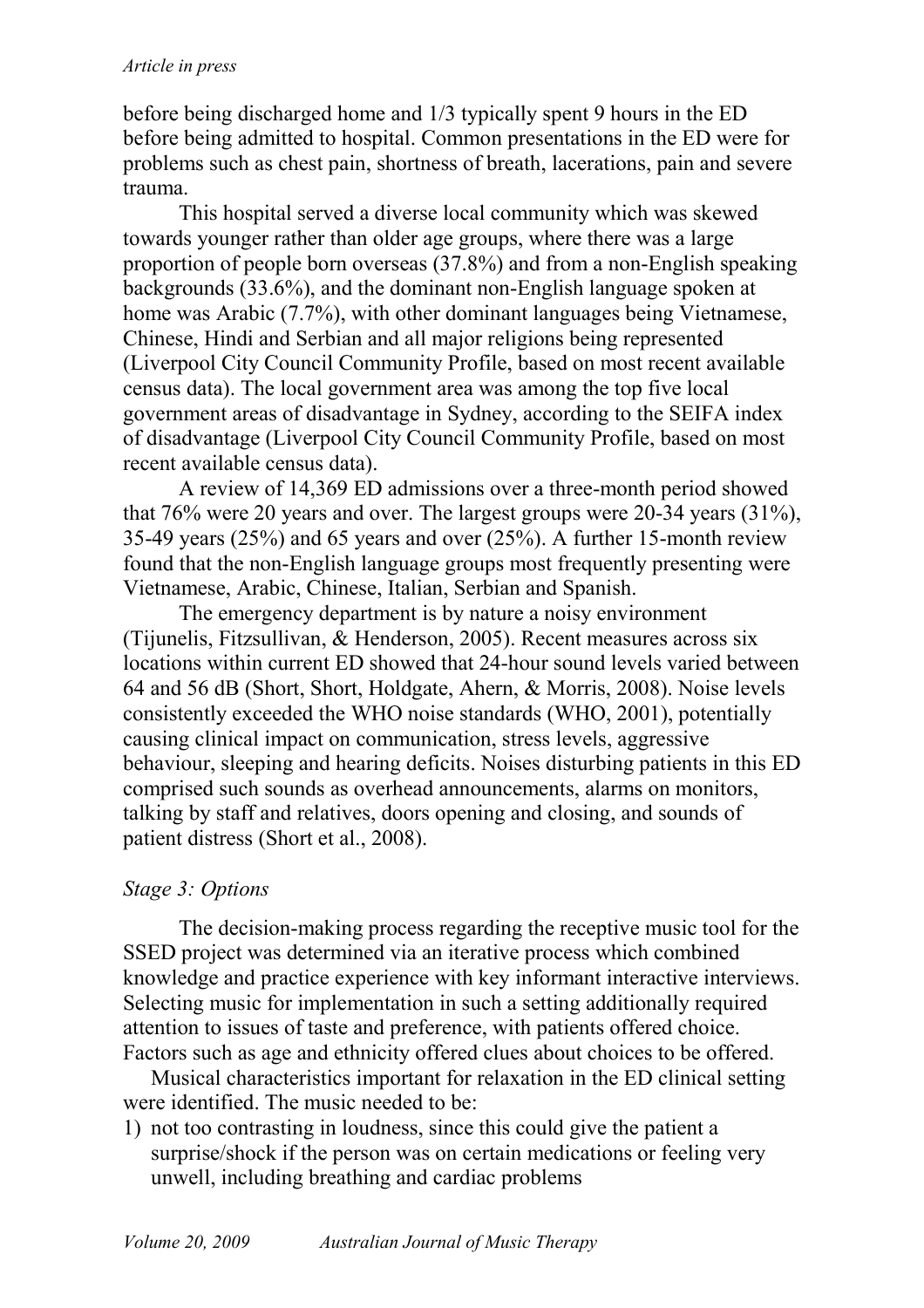before being discharged home and 1/3 typically spent 9 hours in the ED before being admitted to hospital. Common presentations in the ED were for problems such as chest pain, shortness of breath, lacerations, pain and severe trauma.

This hospital served a diverse local community which was skewed towards younger rather than older age groups, where there was a large proportion of people born overseas (37.8%) and from a non-English speaking backgrounds (33.6%), and the dominant non-English language spoken at home was Arabic (7.7%), with other dominant languages being Vietnamese, Chinese, Hindi and Serbian and all major religions being represented (Liverpool City Council Community Profile, based on most recent available census data). The local government area was among the top five local government areas of disadvantage in Sydney, according to the SEIFA index of disadvantage (Liverpool City Council Community Profile, based on most recent available census data).

A review of 14,369 ED admissions over a three-month period showed that 76% were 20 years and over. The largest groups were 20-34 years (31%), 35-49 years (25%) and 65 years and over (25%). A further 15-month review found that the non-English language groups most frequently presenting were Vietnamese, Arabic, Chinese, Italian, Serbian and Spanish.

The emergency department is by nature a noisy environment (Tijunelis, Fitzsullivan, & Henderson, 2005). Recent measures across six locations within current ED showed that 24-hour sound levels varied between 64 and 56 dB (Short, Short, Holdgate, Ahern, & Morris, 2008). Noise levels consistently exceeded the WHO noise standards (WHO, 2001), potentially causing clinical impact on communication, stress levels, aggressive behaviour, sleeping and hearing deficits. Noises disturbing patients in this ED comprised such sounds as overhead announcements, alarms on monitors, talking by staff and relatives, doors opening and closing, and sounds of patient distress (Short et al., 2008).

### *Stage 3: Options*

The decision-making process regarding the receptive music tool for the SSED project was determined via an iterative process which combined knowledge and practice experience with key informant interactive interviews. Selecting music for implementation in such a setting additionally required attention to issues of taste and preference, with patients offered choice. Factors such as age and ethnicity offered clues about choices to be offered.

Musical characteristics important for relaxation in the ED clinical setting were identified. The music needed to be:

1) not too contrasting in loudness, since this could give the patient a surprise/shock if the person was on certain medications or feeling very unwell, including breathing and cardiac problems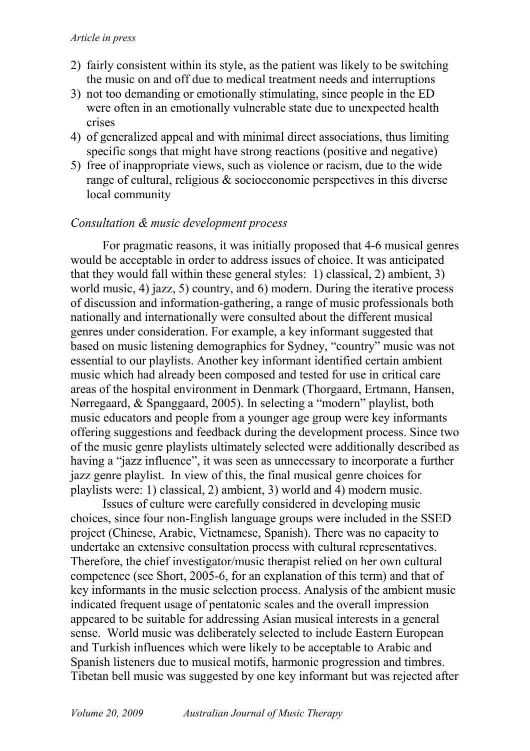2) fairly consistent within its style, as the patient was likely to be switching the music on and off due to medical treatment needs and interruptions
3) not too demanding or emotionally stimulating, since people in the ED were often in an emotionally vulnerable state due to unexpected health crises
4) of generalized appeal and with minimal direct associations, thus limiting specific songs that might have strong reactions (positive and negative)
5) free of inappropriate views, such as violence or racism, due to the wide range of cultural, religious & socioeconomic perspectives in this diverse local community

### *Consultation & music development process*

For pragmatic reasons, it was initially proposed that 4-6 musical genres would be acceptable in order to address issues of choice. It was anticipated that they would fall within these general styles: 1) classical, 2) ambient, 3) world music, 4) jazz, 5) country, and 6) modern. During the iterative process of discussion and information-gathering, a range of music professionals both nationally and internationally were consulted about the different musical genres under consideration. For example, a key informant suggested that based on music listening demographics for Sydney, "country" music was not essential to our playlists. Another key informant identified certain ambient music which had already been composed and tested for use in critical care areas of the hospital environment in Denmark (Thorgaard, Ertmann, Hansen, Nørregaard, & Spanggaard, 2005). In selecting a "modern" playlist, both music educators and people from a younger age group were key informants offering suggestions and feedback during the development process. Since two of the music genre playlists ultimately selected were additionally described as having a "jazz influence", it was seen as unnecessary to incorporate a further jazz genre playlist. In view of this, the final musical genre choices for playlists were: 1) classical, 2) ambient, 3) world and 4) modern music.

Issues of culture were carefully considered in developing music choices, since four non-English language groups were included in the SSED project (Chinese, Arabic, Vietnamese, Spanish). There was no capacity to undertake an extensive consultation process with cultural representatives. Therefore, the chief investigator/music therapist relied on her own cultural competence (see Short, 2005-6, for an explanation of this term) and that of key informants in the music selection process. Analysis of the ambient music indicated frequent usage of pentatonic scales and the overall impression appeared to be suitable for addressing Asian musical interests in a general sense. World music was deliberately selected to include Eastern European and Turkish influences which were likely to be acceptable to Arabic and Spanish listeners due to musical motifs, harmonic progression and timbres. Tibetan bell music was suggested by one key informant but was rejected after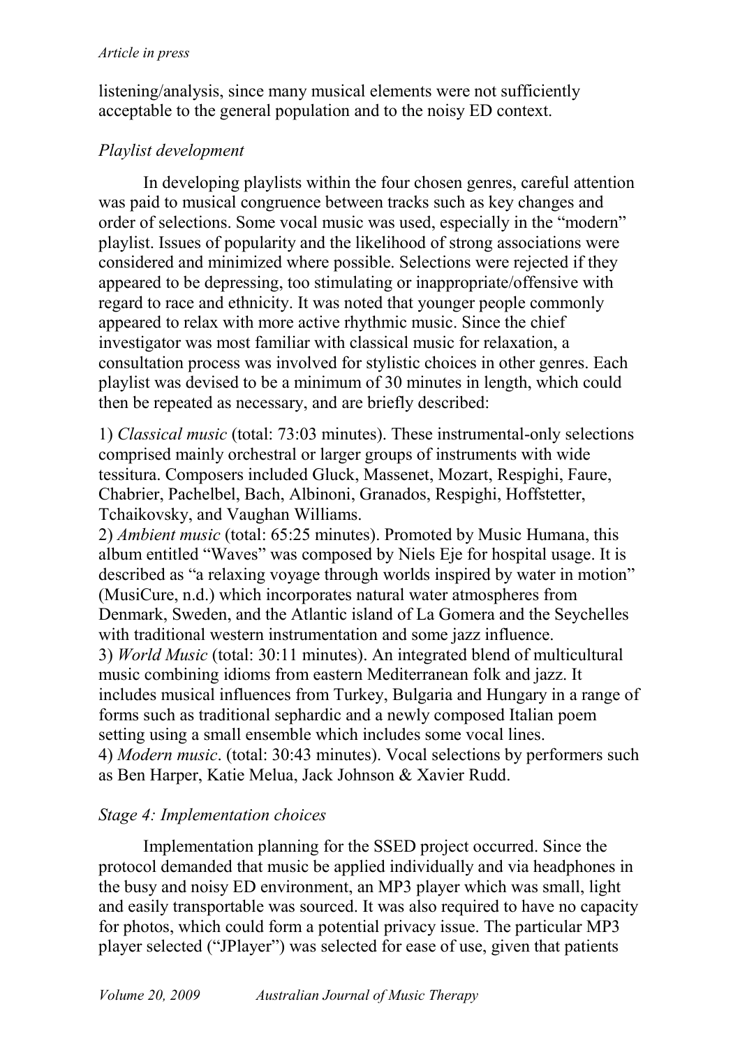listening/analysis, since many musical elements were not sufficiently acceptable to the general population and to the noisy ED context.

### *Playlist development*

In developing playlists within the four chosen genres, careful attention was paid to musical congruence between tracks such as key changes and order of selections. Some vocal music was used, especially in the "modern" playlist. Issues of popularity and the likelihood of strong associations were considered and minimized where possible. Selections were rejected if they appeared to be depressing, too stimulating or inappropriate/offensive with regard to race and ethnicity. It was noted that younger people commonly appeared to relax with more active rhythmic music. Since the chief investigator was most familiar with classical music for relaxation, a consultation process was involved for stylistic choices in other genres. Each playlist was devised to be a minimum of 30 minutes in length, which could then be repeated as necessary, and are briefly described:

1) *Classical music* (total: 73:03 minutes). These instrumental-only selections comprised mainly orchestral or larger groups of instruments with wide tessitura. Composers included Gluck, Massenet, Mozart, Respighi, Faure, Chabrier, Pachelbel, Bach, Albinoni, Granados, Respighi, Hoffstetter, Tchaikovsky, and Vaughan Williams.
2) *Ambient music* (total: 65:25 minutes). Promoted by Music Humana, this album entitled "Waves" was composed by Niels Eje for hospital usage. It is described as "a relaxing voyage through worlds inspired by water in motion" (MusiCure, n.d.) which incorporates natural water atmospheres from Denmark, Sweden, and the Atlantic island of La Gomera and the Seychelles with traditional western instrumentation and some jazz influence.
3) *World Music* (total: 30:11 minutes). An integrated blend of multicultural music combining idioms from eastern Mediterranean folk and jazz. It includes musical influences from Turkey, Bulgaria and Hungary in a range of forms such as traditional sephardic and a newly composed Italian poem setting using a small ensemble which includes some vocal lines.
4) *Modern music*. (total: 30:43 minutes). Vocal selections by performers such as Ben Harper, Katie Melua, Jack Johnson & Xavier Rudd.

### *Stage 4: Implementation choices*

Implementation planning for the SSED project occurred. Since the protocol demanded that music be applied individually and via headphones in the busy and noisy ED environment, an MP3 player which was small, light and easily transportable was sourced. It was also required to have no capacity for photos, which could form a potential privacy issue. The particular MP3 player selected ("JPlayer") was selected for ease of use, given that patients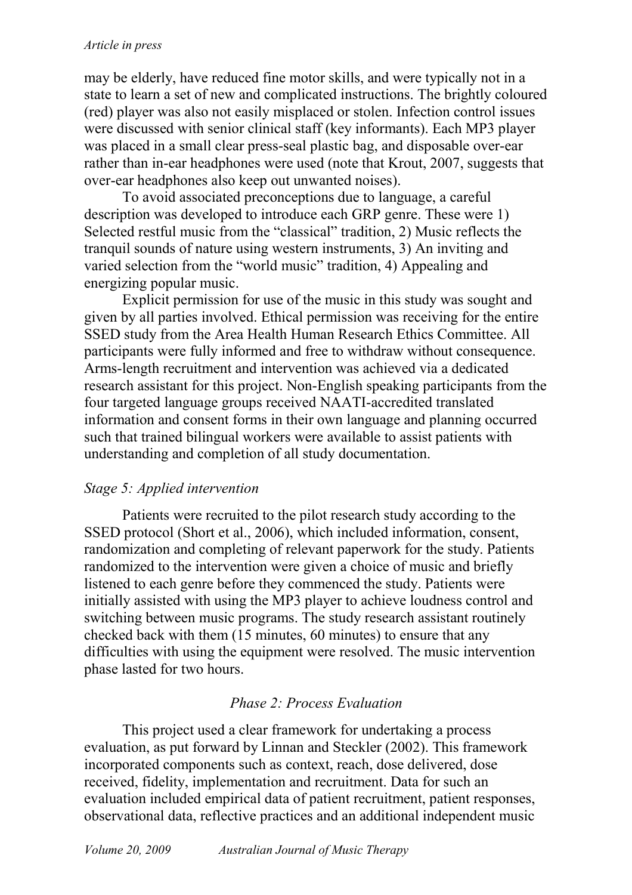may be elderly, have reduced fine motor skills, and were typically not in a state to learn a set of new and complicated instructions. The brightly coloured (red) player was also not easily misplaced or stolen. Infection control issues were discussed with senior clinical staff (key informants). Each MP3 player was placed in a small clear press-seal plastic bag, and disposable over-ear rather than in-ear headphones were used (note that Krout, 2007, suggests that over-ear headphones also keep out unwanted noises).

To avoid associated preconceptions due to language, a careful description was developed to introduce each GRP genre. These were 1) Selected restful music from the "classical" tradition, 2) Music reflects the tranquil sounds of nature using western instruments, 3) An inviting and varied selection from the "world music" tradition, 4) Appealing and energizing popular music.

Explicit permission for use of the music in this study was sought and given by all parties involved. Ethical permission was receiving for the entire SSED study from the Area Health Human Research Ethics Committee. All participants were fully informed and free to withdraw without consequence. Arms-length recruitment and intervention was achieved via a dedicated research assistant for this project. Non-English speaking participants from the four targeted language groups received NAATI-accredited translated information and consent forms in their own language and planning occurred such that trained bilingual workers were available to assist patients with understanding and completion of all study documentation.

### *Stage 5: Applied intervention*

Patients were recruited to the pilot research study according to the SSED protocol (Short et al., 2006), which included information, consent, randomization and completing of relevant paperwork for the study. Patients randomized to the intervention were given a choice of music and briefly listened to each genre before they commenced the study. Patients were initially assisted with using the MP3 player to achieve loudness control and switching between music programs. The study research assistant routinely checked back with them (15 minutes, 60 minutes) to ensure that any difficulties with using the equipment were resolved. The music intervention phase lasted for two hours.

## *Phase 2: Process Evaluation*

This project used a clear framework for undertaking a process evaluation, as put forward by Linnan and Steckler (2002). This framework incorporated components such as context, reach, dose delivered, dose received, fidelity, implementation and recruitment. Data for such an evaluation included empirical data of patient recruitment, patient responses, observational data, reflective practices and an additional independent music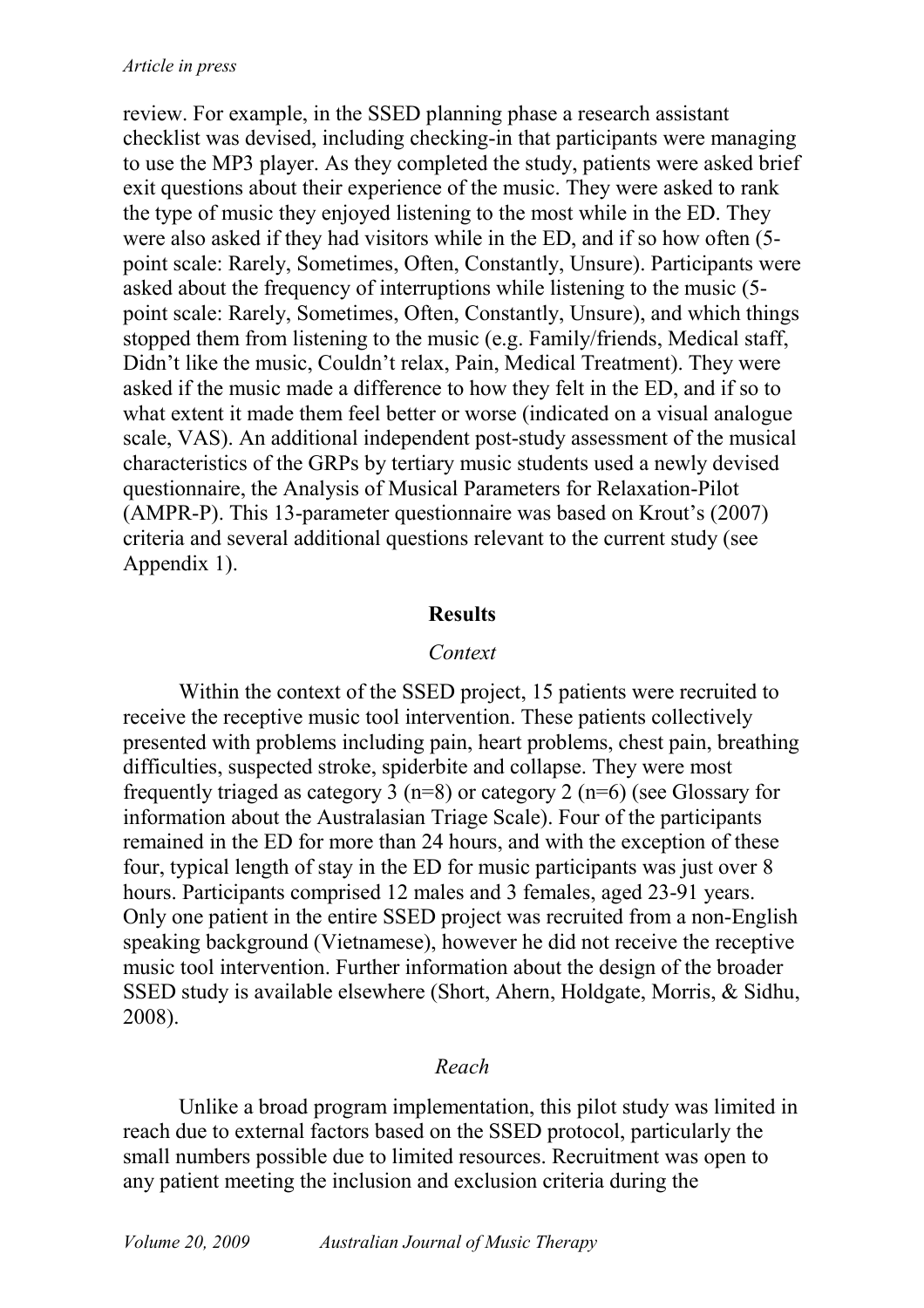review. For example, in the SSED planning phase a research assistant checklist was devised, including checking-in that participants were managing to use the MP3 player. As they completed the study, patients were asked brief exit questions about their experience of the music. They were asked to rank the type of music they enjoyed listening to the most while in the ED. They were also asked if they had visitors while in the ED, and if so how often (5-point scale: Rarely, Sometimes, Often, Constantly, Unsure). Participants were asked about the frequency of interruptions while listening to the music (5-point scale: Rarely, Sometimes, Often, Constantly, Unsure), and which things stopped them from listening to the music (e.g. Family/friends, Medical staff, Didn't like the music, Couldn't relax, Pain, Medical Treatment). They were asked if the music made a difference to how they felt in the ED, and if so to what extent it made them feel better or worse (indicated on a visual analogue scale, VAS). An additional independent post-study assessment of the musical characteristics of the GRPs by tertiary music students used a newly devised questionnaire, the Analysis of Musical Parameters for Relaxation-Pilot (AMPR-P). This 13-parameter questionnaire was based on Krout's (2007) criteria and several additional questions relevant to the current study (see Appendix 1).

## Results

### *Context*

Within the context of the SSED project, 15 patients were recruited to receive the receptive music tool intervention. These patients collectively presented with problems including pain, heart problems, chest pain, breathing difficulties, suspected stroke, spiderbite and collapse. They were most frequently triaged as category 3 (n=8) or category 2 (n=6) (see Glossary for information about the Australasian Triage Scale). Four of the participants remained in the ED for more than 24 hours, and with the exception of these four, typical length of stay in the ED for music participants was just over 8 hours. Participants comprised 12 males and 3 females, aged 23-91 years. Only one patient in the entire SSED project was recruited from a non-English speaking background (Vietnamese), however he did not receive the receptive music tool intervention. Further information about the design of the broader SSED study is available elsewhere (Short, Ahern, Holdgate, Morris, & Sidhu, 2008).

### *Reach*

Unlike a broad program implementation, this pilot study was limited in reach due to external factors based on the SSED protocol, particularly the small numbers possible due to limited resources. Recruitment was open to any patient meeting the inclusion and exclusion criteria during the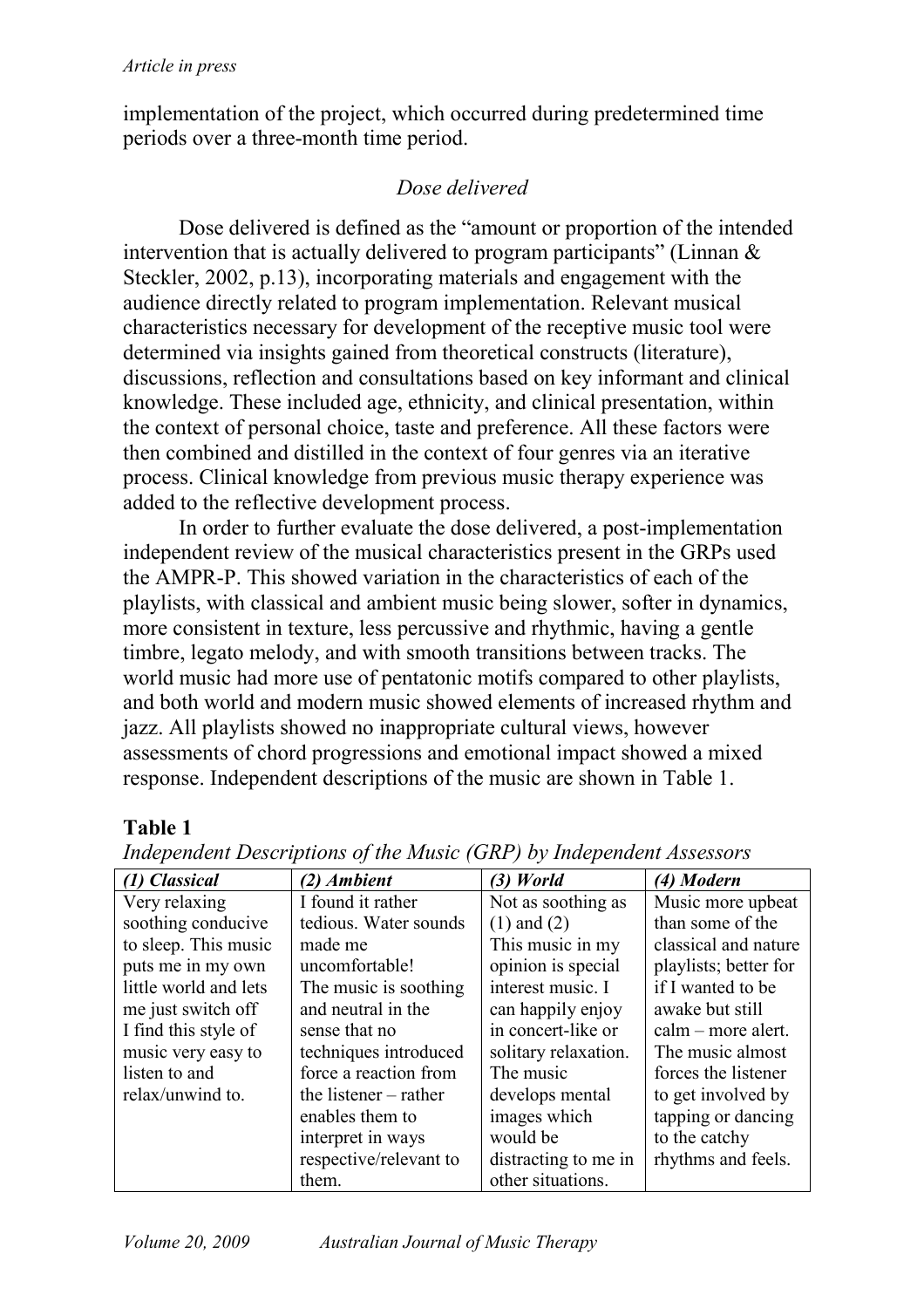implementation of the project, which occurred during predetermined time periods over a three-month time period.

### *Dose delivered*

Dose delivered is defined as the "amount or proportion of the intended intervention that is actually delivered to program participants" (Linnan & Steckler, 2002, p.13), incorporating materials and engagement with the audience directly related to program implementation. Relevant musical characteristics necessary for development of the receptive music tool were determined via insights gained from theoretical constructs (literature), discussions, reflection and consultations based on key informant and clinical knowledge. These included age, ethnicity, and clinical presentation, within the context of personal choice, taste and preference. All these factors were then combined and distilled in the context of four genres via an iterative process. Clinical knowledge from previous music therapy experience was added to the reflective development process.

In order to further evaluate the dose delivered, a post-implementation independent review of the musical characteristics present in the GRPs used the AMPR-P. This showed variation in the characteristics of each of the playlists, with classical and ambient music being slower, softer in dynamics, more consistent in texture, less percussive and rhythmic, having a gentle timbre, legato melody, and with smooth transitions between tracks. The world music had more use of pentatonic motifs compared to other playlists, and both world and modern music showed elements of increased rhythm and jazz. All playlists showed no inappropriate cultural views, however assessments of chord progressions and emotional impact showed a mixed response. Independent descriptions of the music are shown in Table 1.

**Table 1**

*Independent Descriptions of the Music (GRP) by Independent Assessors*

| *(1) Classical* | *(2) Ambient* | *(3) World* | *(4) Modern* |
|---|---|---|---|
| Very relaxing soothing conducive to sleep. This music puts me in my own little world and lets me just switch off I find this style of music very easy to listen to and relax/unwind to. | I found it rather tedious. Water sounds made me uncomfortable! The music is soothing and neutral in the sense that no techniques introduced force a reaction from the listener – rather enables them to interpret in ways respective/relevant to them. | Not as soothing as (1) and (2) This music in my opinion is special interest music. I can happily enjoy in concert-like or solitary relaxation. The music develops mental images which would be distracting to me in other situations. | Music more upbeat than some of the classical and nature playlists; better for if I wanted to be awake but still calm – more alert. The music almost forces the listener to get involved by tapping or dancing to the catchy rhythms and feels. |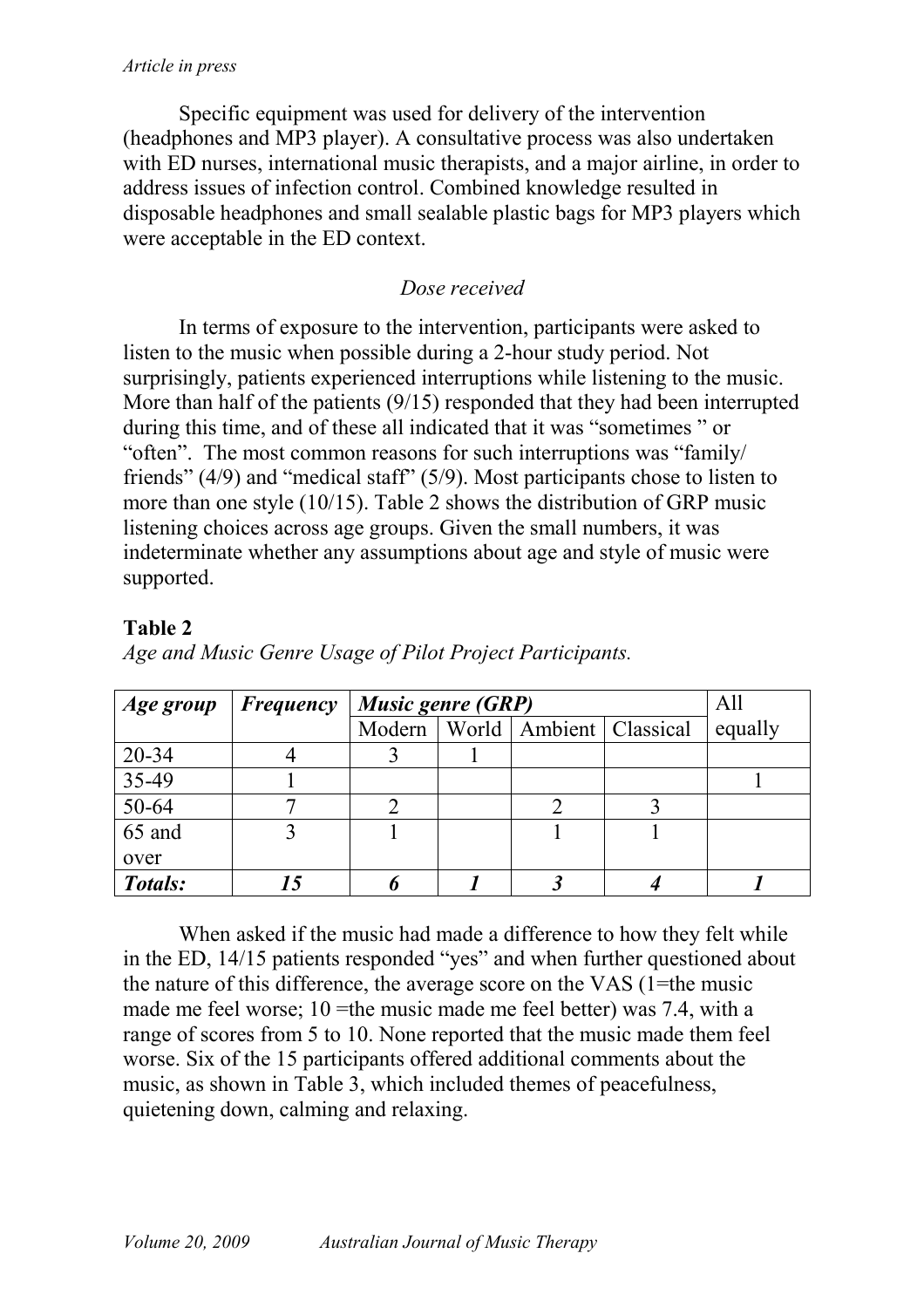Specific equipment was used for delivery of the intervention (headphones and MP3 player). A consultative process was also undertaken with ED nurses, international music therapists, and a major airline, in order to address issues of infection control. Combined knowledge resulted in disposable headphones and small sealable plastic bags for MP3 players which were acceptable in the ED context.

*Dose received*

In terms of exposure to the intervention, participants were asked to listen to the music when possible during a 2-hour study period. Not surprisingly, patients experienced interruptions while listening to the music. More than half of the patients (9/15) responded that they had been interrupted during this time, and of these all indicated that it was "sometimes " or "often". The most common reasons for such interruptions was "family/ friends" (4/9) and "medical staff" (5/9). Most participants chose to listen to more than one style (10/15). Table 2 shows the distribution of GRP music listening choices across age groups. Given the small numbers, it was indeterminate whether any assumptions about age and style of music were supported.

**Table 2**

*Age and Music Genre Usage of Pilot Project Participants.*

| ***Age group*** | ***Frequency*** | ***Music genre (GRP)*** | | | | All equally |
|---|---|---|---|---|---|---|
| | | Modern | World | Ambient | Classical | |
| 20-34 | 4 | 3 | 1 | | | |
| 35-49 | 1 | | | | | 1 |
| 50-64 | 7 | 2 | | 2 | 3 | |
| 65 and over | 3 | 1 | | 1 | 1 | |
| ***Totals:*** | ***15*** | ***6*** | ***1*** | ***3*** | ***4*** | ***1*** |

When asked if the music had made a difference to how they felt while in the ED, 14/15 patients responded "yes" and when further questioned about the nature of this difference, the average score on the VAS (1=the music made me feel worse; 10 =the music made me feel better) was 7.4, with a range of scores from 5 to 10. None reported that the music made them feel worse. Six of the 15 participants offered additional comments about the music, as shown in Table 3, which included themes of peacefulness, quietening down, calming and relaxing.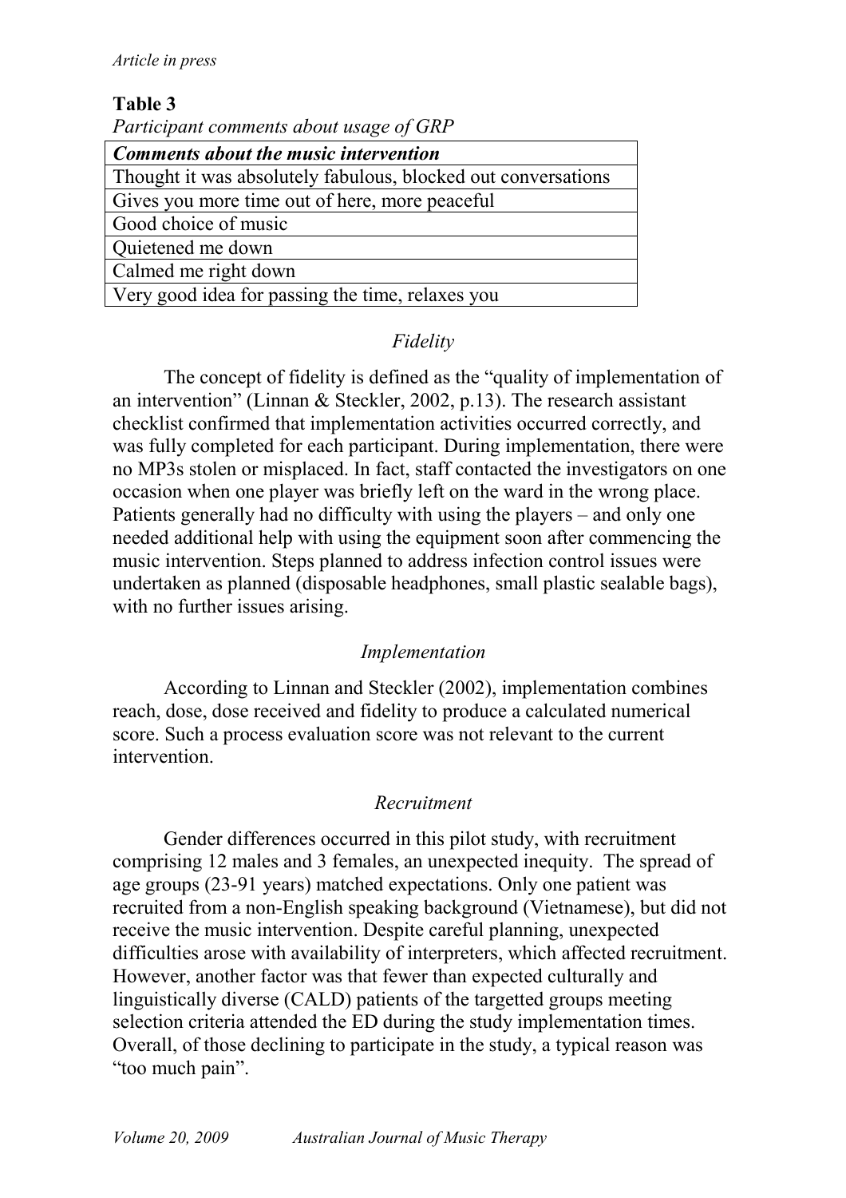**Table 3**

*Participant comments about usage of GRP*

| ***Comments about the music intervention*** |
| --- |
| Thought it was absolutely fabulous, blocked out conversations |
| Gives you more time out of here, more peaceful |
| Good choice of music |
| Quietened me down |
| Calmed me right down |
| Very good idea for passing the time, relaxes you |

### *Fidelity*

The concept of fidelity is defined as the "quality of implementation of an intervention" (Linnan & Steckler, 2002, p.13). The research assistant checklist confirmed that implementation activities occurred correctly, and was fully completed for each participant. During implementation, there were no MP3s stolen or misplaced. In fact, staff contacted the investigators on one occasion when one player was briefly left on the ward in the wrong place. Patients generally had no difficulty with using the players – and only one needed additional help with using the equipment soon after commencing the music intervention. Steps planned to address infection control issues were undertaken as planned (disposable headphones, small plastic sealable bags), with no further issues arising.

### *Implementation*

According to Linnan and Steckler (2002), implementation combines reach, dose, dose received and fidelity to produce a calculated numerical score. Such a process evaluation score was not relevant to the current intervention.

### *Recruitment*

Gender differences occurred in this pilot study, with recruitment comprising 12 males and 3 females, an unexpected inequity. The spread of age groups (23-91 years) matched expectations. Only one patient was recruited from a non-English speaking background (Vietnamese), but did not receive the music intervention. Despite careful planning, unexpected difficulties arose with availability of interpreters, which affected recruitment. However, another factor was that fewer than expected culturally and linguistically diverse (CALD) patients of the targetted groups meeting selection criteria attended the ED during the study implementation times. Overall, of those declining to participate in the study, a typical reason was "too much pain".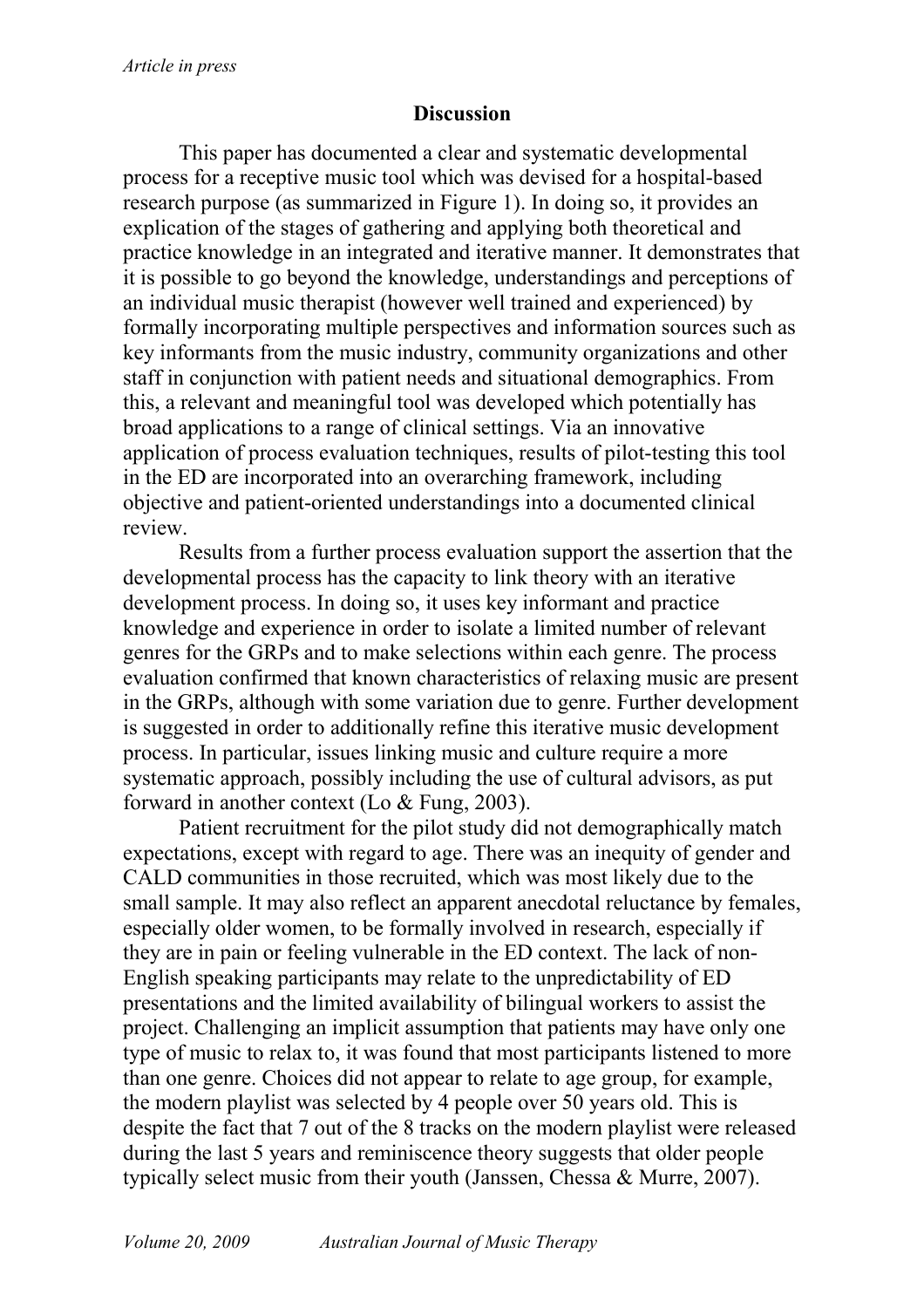## Discussion

This paper has documented a clear and systematic developmental process for a receptive music tool which was devised for a hospital-based research purpose (as summarized in Figure 1). In doing so, it provides an explication of the stages of gathering and applying both theoretical and practice knowledge in an integrated and iterative manner. It demonstrates that it is possible to go beyond the knowledge, understandings and perceptions of an individual music therapist (however well trained and experienced) by formally incorporating multiple perspectives and information sources such as key informants from the music industry, community organizations and other staff in conjunction with patient needs and situational demographics. From this, a relevant and meaningful tool was developed which potentially has broad applications to a range of clinical settings. Via an innovative application of process evaluation techniques, results of pilot-testing this tool in the ED are incorporated into an overarching framework, including objective and patient-oriented understandings into a documented clinical review.

Results from a further process evaluation support the assertion that the developmental process has the capacity to link theory with an iterative development process. In doing so, it uses key informant and practice knowledge and experience in order to isolate a limited number of relevant genres for the GRPs and to make selections within each genre. The process evaluation confirmed that known characteristics of relaxing music are present in the GRPs, although with some variation due to genre. Further development is suggested in order to additionally refine this iterative music development process. In particular, issues linking music and culture require a more systematic approach, possibly including the use of cultural advisors, as put forward in another context (Lo & Fung, 2003).

Patient recruitment for the pilot study did not demographically match expectations, except with regard to age. There was an inequity of gender and CALD communities in those recruited, which was most likely due to the small sample. It may also reflect an apparent anecdotal reluctance by females, especially older women, to be formally involved in research, especially if they are in pain or feeling vulnerable in the ED context. The lack of non-English speaking participants may relate to the unpredictability of ED presentations and the limited availability of bilingual workers to assist the project. Challenging an implicit assumption that patients may have only one type of music to relax to, it was found that most participants listened to more than one genre. Choices did not appear to relate to age group, for example, the modern playlist was selected by 4 people over 50 years old. This is despite the fact that 7 out of the 8 tracks on the modern playlist were released during the last 5 years and reminiscence theory suggests that older people typically select music from their youth (Janssen, Chessa & Murre, 2007).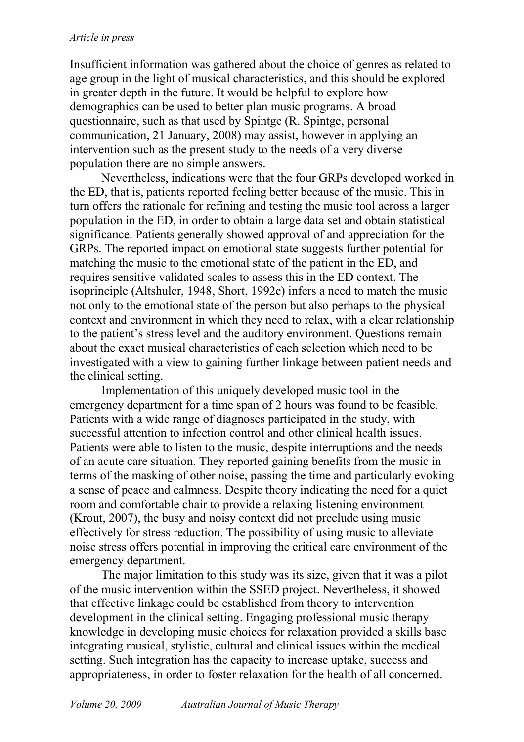Insufficient information was gathered about the choice of genres as related to age group in the light of musical characteristics, and this should be explored in greater depth in the future. It would be helpful to explore how demographics can be used to better plan music programs. A broad questionnaire, such as that used by Spintge (R. Spintge, personal communication, 21 January, 2008) may assist, however in applying an intervention such as the present study to the needs of a very diverse population there are no simple answers.

Nevertheless, indications were that the four GRPs developed worked in the ED, that is, patients reported feeling better because of the music. This in turn offers the rationale for refining and testing the music tool across a larger population in the ED, in order to obtain a large data set and obtain statistical significance. Patients generally showed approval of and appreciation for the GRPs. The reported impact on emotional state suggests further potential for matching the music to the emotional state of the patient in the ED, and requires sensitive validated scales to assess this in the ED context. The isoprinciple (Altshuler, 1948, Short, 1992c) infers a need to match the music not only to the emotional state of the person but also perhaps to the physical context and environment in which they need to relax, with a clear relationship to the patient's stress level and the auditory environment. Questions remain about the exact musical characteristics of each selection which need to be investigated with a view to gaining further linkage between patient needs and the clinical setting.

Implementation of this uniquely developed music tool in the emergency department for a time span of 2 hours was found to be feasible. Patients with a wide range of diagnoses participated in the study, with successful attention to infection control and other clinical health issues. Patients were able to listen to the music, despite interruptions and the needs of an acute care situation. They reported gaining benefits from the music in terms of the masking of other noise, passing the time and particularly evoking a sense of peace and calmness. Despite theory indicating the need for a quiet room and comfortable chair to provide a relaxing listening environment (Krout, 2007), the busy and noisy context did not preclude using music effectively for stress reduction. The possibility of using music to alleviate noise stress offers potential in improving the critical care environment of the emergency department.

The major limitation to this study was its size, given that it was a pilot of the music intervention within the SSED project. Nevertheless, it showed that effective linkage could be established from theory to intervention development in the clinical setting. Engaging professional music therapy knowledge in developing music choices for relaxation provided a skills base integrating musical, stylistic, cultural and clinical issues within the medical setting. Such integration has the capacity to increase uptake, success and appropriateness, in order to foster relaxation for the health of all concerned.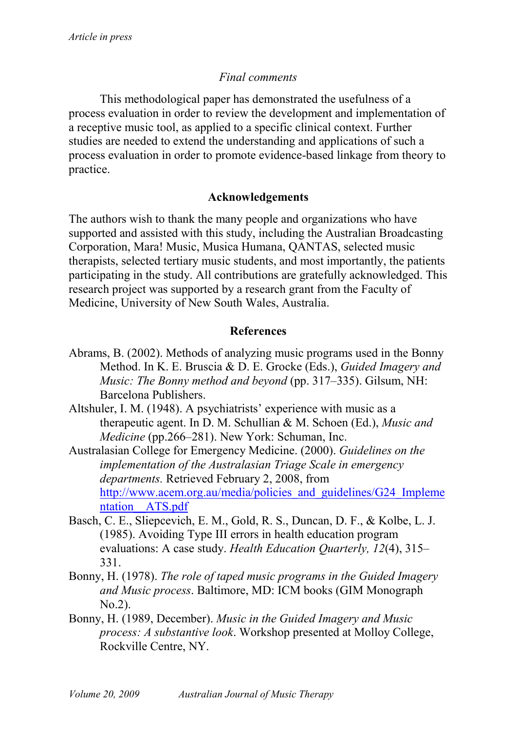*Final comments*

This methodological paper has demonstrated the usefulness of a process evaluation in order to review the development and implementation of a receptive music tool, as applied to a specific clinical context. Further studies are needed to extend the understanding and applications of such a process evaluation in order to promote evidence-based linkage from theory to practice.

**Acknowledgements**

The authors wish to thank the many people and organizations who have supported and assisted with this study, including the Australian Broadcasting Corporation, Mara! Music, Musica Humana, QANTAS, selected music therapists, selected tertiary music students, and most importantly, the patients participating in the study. All contributions are gratefully acknowledged. This research project was supported by a research grant from the Faculty of Medicine, University of New South Wales, Australia.

**References**

Abrams, B. (2002). Methods of analyzing music programs used in the Bonny Method. In K. E. Bruscia & D. E. Grocke (Eds.), *Guided Imagery and Music: The Bonny method and beyond* (pp. 317–335). Gilsum, NH: Barcelona Publishers.

Altshuler, I. M. (1948). A psychiatrists' experience with music as a therapeutic agent. In D. M. Schullian & M. Schoen (Ed.), *Music and Medicine* (pp.266–281). New York: Schuman, Inc.

Australasian College for Emergency Medicine. (2000). *Guidelines on the implementation of the Australasian Triage Scale in emergency departments.* Retrieved February 2, 2008, from http://www.acem.org.au/media/policies_and_guidelines/G24_Implementation__ATS.pdf

Basch, C. E., Sliepcevich, E. M., Gold, R. S., Duncan, D. F., & Kolbe, L. J. (1985). Avoiding Type III errors in health education program evaluations: A case study. *Health Education Quarterly, 12*(4), 315–331.

Bonny, H. (1978). *The role of taped music programs in the Guided Imagery and Music process*. Baltimore, MD: ICM books (GIM Monograph No.2).

Bonny, H. (1989, December). *Music in the Guided Imagery and Music process: A substantive look*. Workshop presented at Molloy College, Rockville Centre, NY.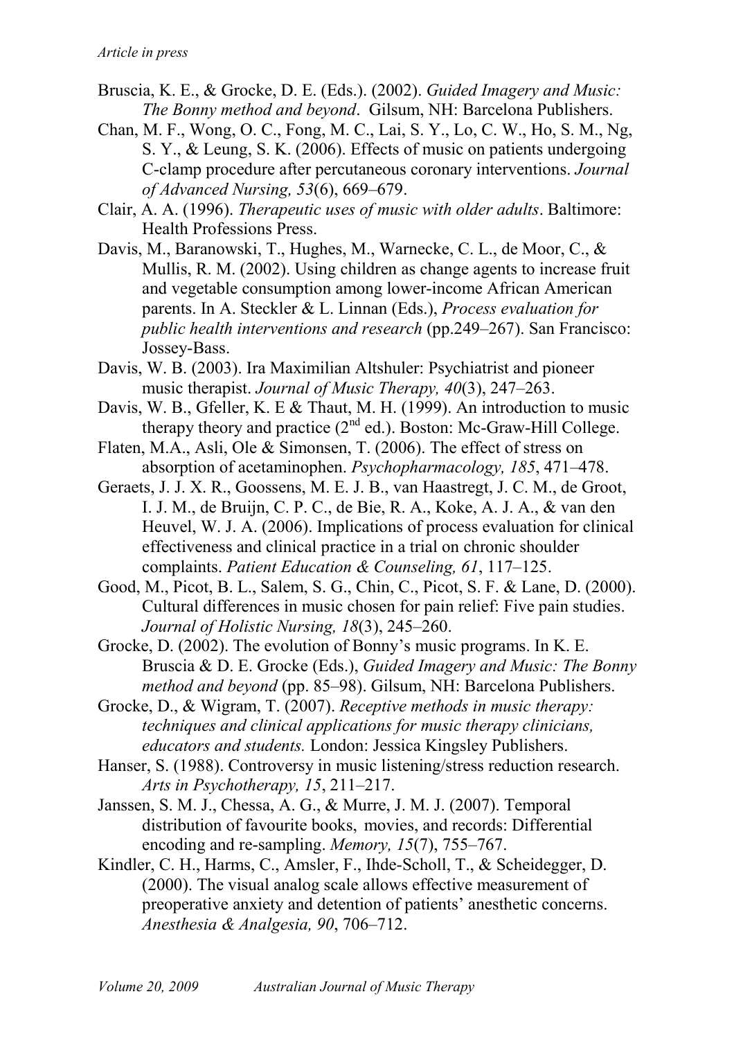Bruscia, K. E., & Grocke, D. E. (Eds.). (2002). *Guided Imagery and Music: The Bonny method and beyond*. Gilsum, NH: Barcelona Publishers.

Chan, M. F., Wong, O. C., Fong, M. C., Lai, S. Y., Lo, C. W., Ho, S. M., Ng, S. Y., & Leung, S. K. (2006). Effects of music on patients undergoing C-clamp procedure after percutaneous coronary interventions. *Journal of Advanced Nursing, 53*(6), 669–679.

Clair, A. A. (1996). *Therapeutic uses of music with older adults*. Baltimore: Health Professions Press.

Davis, M., Baranowski, T., Hughes, M., Warnecke, C. L., de Moor, C., & Mullis, R. M. (2002). Using children as change agents to increase fruit and vegetable consumption among lower-income African American parents. In A. Steckler & L. Linnan (Eds.), *Process evaluation for public health interventions and research* (pp.249–267). San Francisco: Jossey-Bass.

Davis, W. B. (2003). Ira Maximilian Altshuler: Psychiatrist and pioneer music therapist. *Journal of Music Therapy, 40*(3), 247–263.

Davis, W. B., Gfeller, K. E & Thaut, M. H. (1999). An introduction to music therapy theory and practice (2nd ed.). Boston: Mc-Graw-Hill College.

Flaten, M.A., Asli, Ole & Simonsen, T. (2006). The effect of stress on absorption of acetaminophen. *Psychopharmacology, 185*, 471–478.

Geraets, J. J. X. R., Goossens, M. E. J. B., van Haastregt, J. C. M., de Groot, I. J. M., de Bruijn, C. P. C., de Bie, R. A., Koke, A. J. A., & van den Heuvel, W. J. A. (2006). Implications of process evaluation for clinical effectiveness and clinical practice in a trial on chronic shoulder complaints. *Patient Education & Counseling, 61*, 117–125.

Good, M., Picot, B. L., Salem, S. G., Chin, C., Picot, S. F. & Lane, D. (2000). Cultural differences in music chosen for pain relief: Five pain studies. *Journal of Holistic Nursing, 18*(3), 245–260.

Grocke, D. (2002). The evolution of Bonny's music programs. In K. E. Bruscia & D. E. Grocke (Eds.), *Guided Imagery and Music: The Bonny method and beyond* (pp. 85–98). Gilsum, NH: Barcelona Publishers.

Grocke, D., & Wigram, T. (2007). *Receptive methods in music therapy: techniques and clinical applications for music therapy clinicians, educators and students.* London: Jessica Kingsley Publishers.

Hanser, S. (1988). Controversy in music listening/stress reduction research. *Arts in Psychotherapy, 15*, 211–217.

Janssen, S. M. J., Chessa, A. G., & Murre, J. M. J. (2007). Temporal distribution of favourite books, movies, and records: Differential encoding and re-sampling. *Memory, 15*(7), 755–767.

Kindler, C. H., Harms, C., Amsler, F., Ihde-Scholl, T., & Scheidegger, D. (2000). The visual analog scale allows effective measurement of preoperative anxiety and detention of patients' anesthetic concerns. *Anesthesia & Analgesia, 90*, 706–712.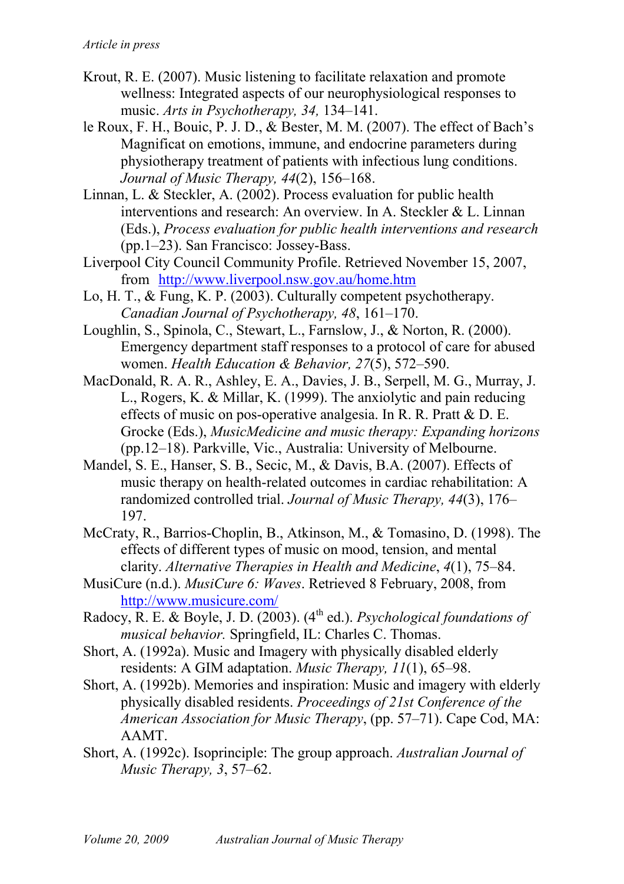Krout, R. E. (2007). Music listening to facilitate relaxation and promote wellness: Integrated aspects of our neurophysiological responses to music. *Arts in Psychotherapy, 34,* 134–141.

le Roux, F. H., Bouic, P. J. D., & Bester, M. M. (2007). The effect of Bach's Magnificat on emotions, immune, and endocrine parameters during physiotherapy treatment of patients with infectious lung conditions. *Journal of Music Therapy, 44*(2), 156–168.

Linnan, L. & Steckler, A. (2002). Process evaluation for public health interventions and research: An overview. In A. Steckler & L. Linnan (Eds.), *Process evaluation for public health interventions and research* (pp.1–23). San Francisco: Jossey-Bass.

Liverpool City Council Community Profile. Retrieved November 15, 2007, from http://www.liverpool.nsw.gov.au/home.htm

Lo, H. T., & Fung, K. P. (2003). Culturally competent psychotherapy. *Canadian Journal of Psychotherapy, 48*, 161–170.

Loughlin, S., Spinola, C., Stewart, L., Farnslow, J., & Norton, R. (2000). Emergency department staff responses to a protocol of care for abused women. *Health Education & Behavior, 27*(5), 572–590.

MacDonald, R. A. R., Ashley, E. A., Davies, J. B., Serpell, M. G., Murray, J. L., Rogers, K. & Millar, K. (1999). The anxiolytic and pain reducing effects of music on pos-operative analgesia. In R. R. Pratt & D. E. Grocke (Eds.), *MusicMedicine and music therapy: Expanding horizons* (pp.12–18). Parkville, Vic., Australia: University of Melbourne.

Mandel, S. E., Hanser, S. B., Secic, M., & Davis, B.A. (2007). Effects of music therapy on health-related outcomes in cardiac rehabilitation: A randomized controlled trial. *Journal of Music Therapy, 44*(3), 176–197.

McCraty, R., Barrios-Choplin, B., Atkinson, M., & Tomasino, D. (1998). The effects of different types of music on mood, tension, and mental clarity. *Alternative Therapies in Health and Medicine*, *4*(1), 75–84.

MusiCure (n.d.). *MusiCure 6: Waves*. Retrieved 8 February, 2008, from http://www.musicure.com/

Radocy, R. E. & Boyle, J. D. (2003). (4th ed.). *Psychological foundations of musical behavior.* Springfield, IL: Charles C. Thomas.

Short, A. (1992a). Music and Imagery with physically disabled elderly residents: A GIM adaptation. *Music Therapy, 11*(1), 65–98.

Short, A. (1992b). Memories and inspiration: Music and imagery with elderly physically disabled residents. *Proceedings of 21st Conference of the American Association for Music Therapy*, (pp. 57–71). Cape Cod, MA: AAMT.

Short, A. (1992c). Isoprinciple: The group approach. *Australian Journal of Music Therapy, 3*, 57–62.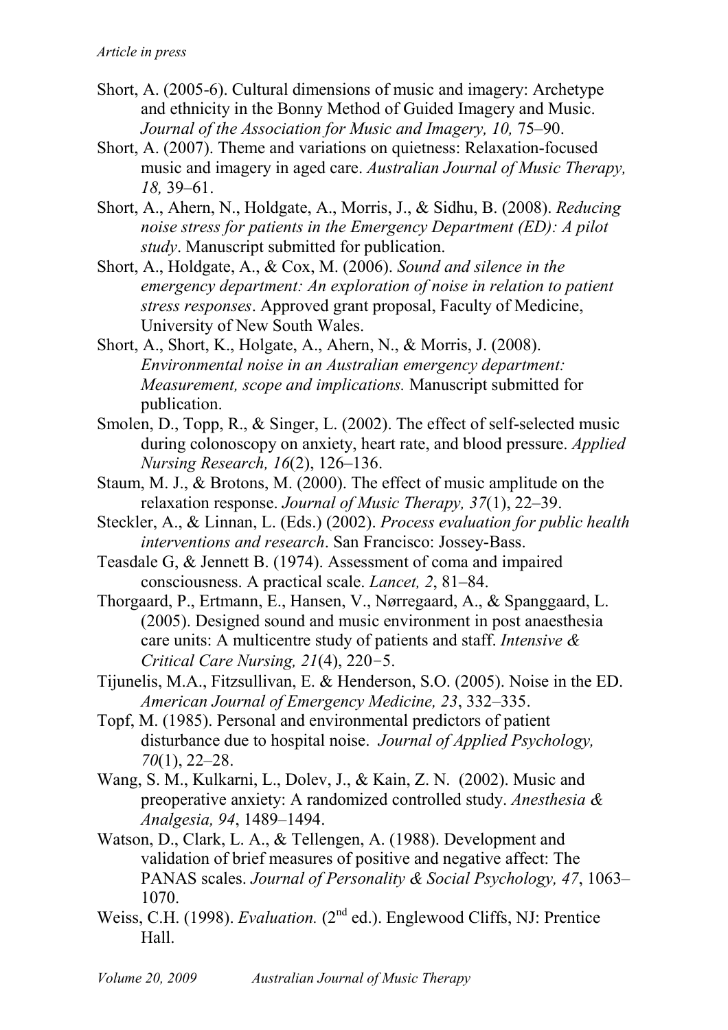Short, A. (2005-6). Cultural dimensions of music and imagery: Archetype and ethnicity in the Bonny Method of Guided Imagery and Music. *Journal of the Association for Music and Imagery, 10,* 75–90.

Short, A. (2007). Theme and variations on quietness: Relaxation-focused music and imagery in aged care. *Australian Journal of Music Therapy, 18,* 39–61.

Short, A., Ahern, N., Holdgate, A., Morris, J., & Sidhu, B. (2008). *Reducing noise stress for patients in the Emergency Department (ED): A pilot study*. Manuscript submitted for publication.

Short, A., Holdgate, A., & Cox, M. (2006). *Sound and silence in the emergency department: An exploration of noise in relation to patient stress responses*. Approved grant proposal, Faculty of Medicine, University of New South Wales.

Short, A., Short, K., Holgate, A., Ahern, N., & Morris, J. (2008). *Environmental noise in an Australian emergency department: Measurement, scope and implications.* Manuscript submitted for publication.

Smolen, D., Topp, R., & Singer, L. (2002). The effect of self-selected music during colonoscopy on anxiety, heart rate, and blood pressure. *Applied Nursing Research, 16*(2), 126–136.

Staum, M. J., & Brotons, M. (2000). The effect of music amplitude on the relaxation response. *Journal of Music Therapy, 37*(1), 22–39.

Steckler, A., & Linnan, L. (Eds.) (2002). *Process evaluation for public health interventions and research*. San Francisco: Jossey-Bass.

Teasdale G, & Jennett B. (1974). Assessment of coma and impaired consciousness. A practical scale. *Lancet, 2*, 81–84.

Thorgaard, P., Ertmann, E., Hansen, V., Nørregaard, A., & Spanggaard, L. (2005). Designed sound and music environment in post anaesthesia care units: A multicentre study of patients and staff. *Intensive & Critical Care Nursing, 21*(4), 220−5.

Tijunelis, M.A., Fitzsullivan, E. & Henderson, S.O. (2005). Noise in the ED. *American Journal of Emergency Medicine, 23*, 332–335.

Topf, M. (1985). Personal and environmental predictors of patient disturbance due to hospital noise. *Journal of Applied Psychology, 70*(1), 22–28.

Wang, S. M., Kulkarni, L., Dolev, J., & Kain, Z. N. (2002). Music and preoperative anxiety: A randomized controlled study. *Anesthesia & Analgesia, 94*, 1489–1494.

Watson, D., Clark, L. A., & Tellengen, A. (1988). Development and validation of brief measures of positive and negative affect: The PANAS scales. *Journal of Personality & Social Psychology, 47*, 1063–1070.

Weiss, C.H. (1998). *Evaluation.* (2nd ed.). Englewood Cliffs, NJ: Prentice Hall.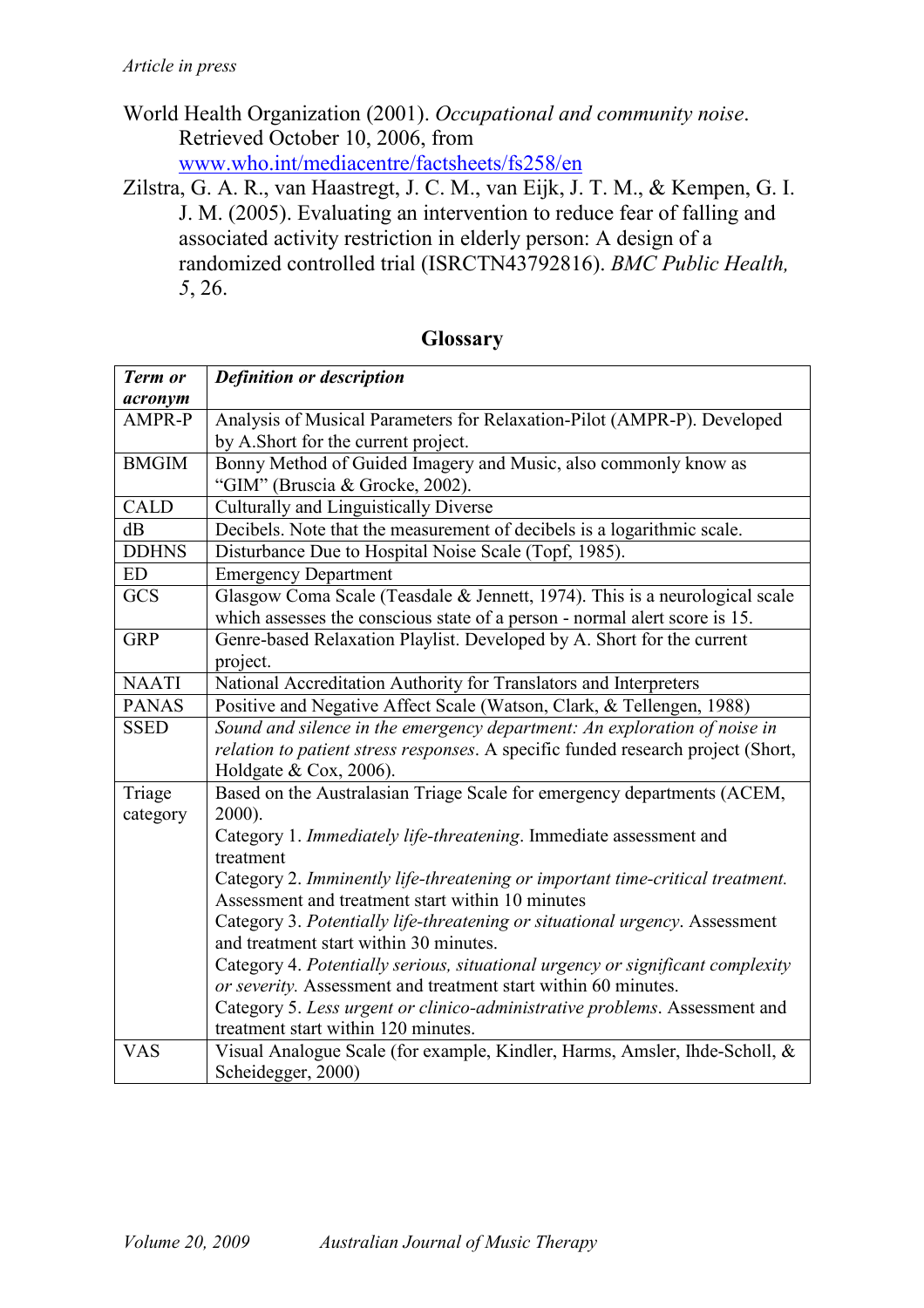World Health Organization (2001). *Occupational and community noise*. Retrieved October 10, 2006, from www.who.int/mediacentre/factsheets/fs258/en

Zilstra, G. A. R., van Haastregt, J. C. M., van Eijk, J. T. M., & Kempen, G. I. J. M. (2005). Evaluating an intervention to reduce fear of falling and associated activity restriction in elderly person: A design of a randomized controlled trial (ISRCTN43792816). *BMC Public Health, 5*, 26.

## Glossary

| ***Term or acronym*** | ***Definition or description*** |
|---|---|
| AMPR-P | Analysis of Musical Parameters for Relaxation-Pilot (AMPR-P). Developed by A.Short for the current project. |
| BMGIM | Bonny Method of Guided Imagery and Music, also commonly know as "GIM" (Bruscia & Grocke, 2002). |
| CALD | Culturally and Linguistically Diverse |
| dB | Decibels. Note that the measurement of decibels is a logarithmic scale. |
| DDHNS | Disturbance Due to Hospital Noise Scale (Topf, 1985). |
| ED | Emergency Department |
| GCS | Glasgow Coma Scale (Teasdale & Jennett, 1974). This is a neurological scale which assesses the conscious state of a person - normal alert score is 15. |
| GRP | Genre-based Relaxation Playlist. Developed by A. Short for the current project. |
| NAATI | National Accreditation Authority for Translators and Interpreters |
| PANAS | Positive and Negative Affect Scale (Watson, Clark, & Tellengen, 1988) |
| SSED | *Sound and silence in the emergency department: An exploration of noise in relation to patient stress responses*. A specific funded research project (Short, Holdgate & Cox, 2006). |
| Triage category | Based on the Australasian Triage Scale for emergency departments (ACEM, 2000).<br>Category 1. *Immediately life-threatening*. Immediate assessment and treatment<br>Category 2. *Imminently life-threatening or important time-critical treatment.* Assessment and treatment start within 10 minutes<br>Category 3. *Potentially life-threatening or situational urgency*. Assessment and treatment start within 30 minutes.<br>Category 4. *Potentially serious, situational urgency or significant complexity or severity.* Assessment and treatment start within 60 minutes.<br>Category 5. *Less urgent or clinico-administrative problems*. Assessment and treatment start within 120 minutes. |
| VAS | Visual Analogue Scale (for example, Kindler, Harms, Amsler, Ihde-Scholl, & Scheidegger, 2000) |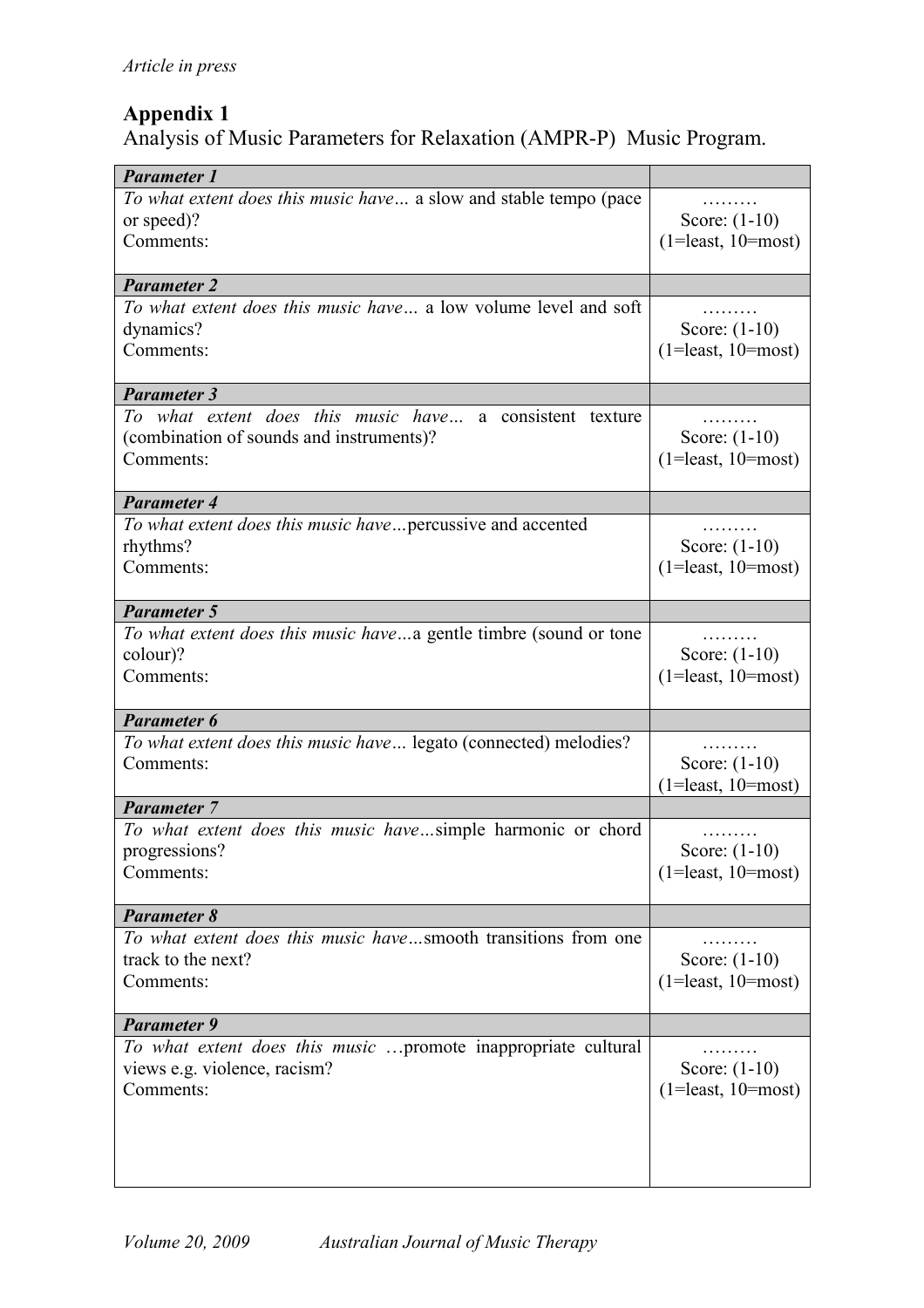## Appendix 1

Analysis of Music Parameters for Relaxation (AMPR-P) Music Program.

| ***Parameter 1*** | |
|---|---|
| *To what extent does this music have…* a slow and stable tempo (pace or speed)?<br>Comments: | ………<br>Score: (1-10)<br>(1=least, 10=most) |
| ***Parameter 2*** | |
| *To what extent does this music have…* a low volume level and soft dynamics?<br>Comments: | ………<br>Score: (1-10)<br>(1=least, 10=most) |
| ***Parameter 3*** | |
| *To what extent does this music have…* a consistent texture (combination of sounds and instruments)?<br>Comments: | ………<br>Score: (1-10)<br>(1=least, 10=most) |
| ***Parameter 4*** | |
| *To what extent does this music have…*percussive and accented rhythms?<br>Comments: | ………<br>Score: (1-10)<br>(1=least, 10=most) |
| ***Parameter 5*** | |
| *To what extent does this music have…*a gentle timbre (sound or tone colour)?<br>Comments: | ………<br>Score: (1-10)<br>(1=least, 10=most) |
| ***Parameter 6*** | |
| *To what extent does this music have…* legato (connected) melodies?<br>Comments: | ………<br>Score: (1-10)<br>(1=least, 10=most) |
| ***Parameter 7*** | |
| *To what extent does this music have…*simple harmonic or chord progressions?<br>Comments: | ………<br>Score: (1-10)<br>(1=least, 10=most) |
| ***Parameter 8*** | |
| *To what extent does this music have…*smooth transitions from one track to the next?<br>Comments: | ………<br>Score: (1-10)<br>(1=least, 10=most) |
| ***Parameter 9*** | |
| *To what extent does this music* …promote inappropriate cultural views e.g. violence, racism?<br>Comments: | ………<br>Score: (1-10)<br>(1=least, 10=most) |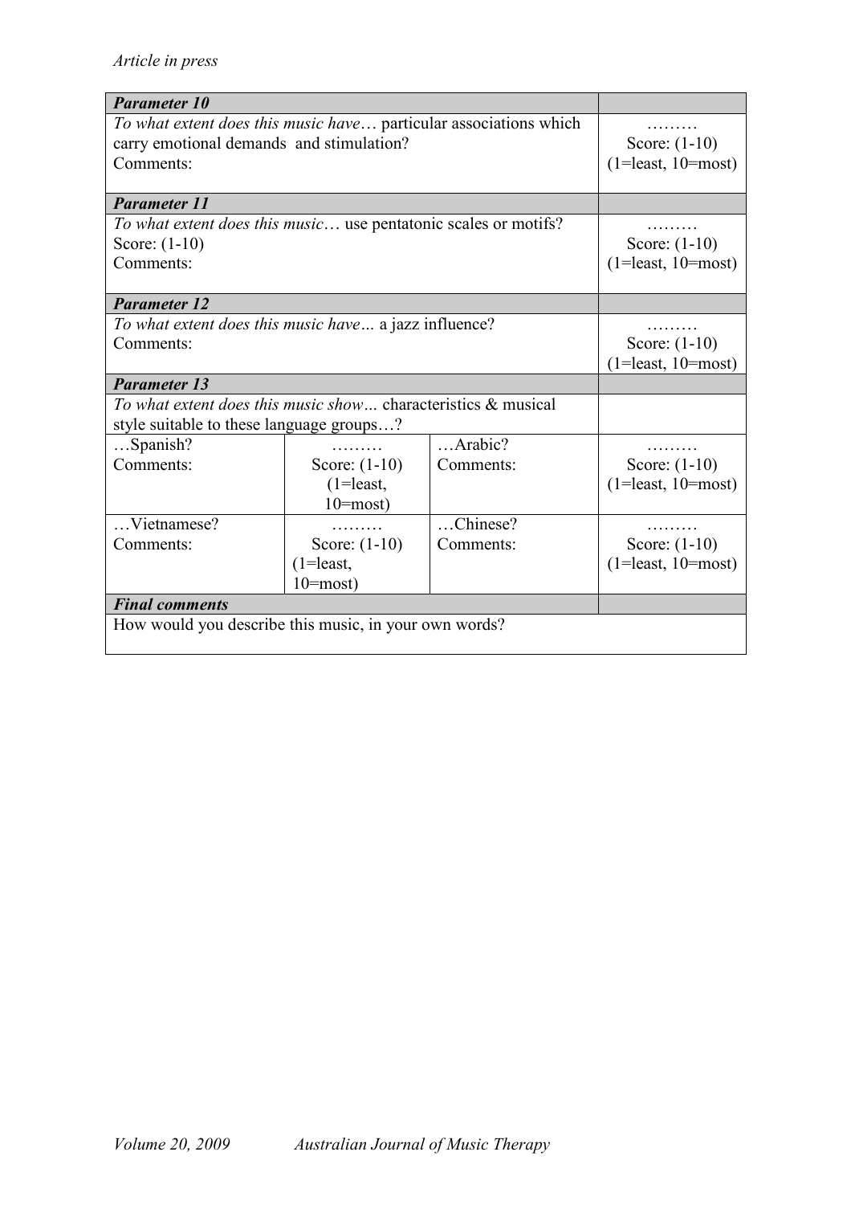| **Parameter 10** | | | |
|---|---|---|---|
| *To what extent does this music have…* particular associations which carry emotional demands and stimulation?<br>Comments: | | | ………<br>Score: (1-10)<br>(1=least, 10=most) |
| **Parameter 11** | | | |
| *To what extent does this music…* use pentatonic scales or motifs?<br>Score: (1-10)<br>Comments: | | | ………<br>Score: (1-10)<br>(1=least, 10=most) |
| **Parameter 12** | | | |
| *To what extent does this music have…* a jazz influence?<br>Comments: | | | ………<br>Score: (1-10)<br>(1=least, 10=most) |
| **Parameter 13** | | | |
| *To what extent does this music show…* characteristics & musical style suitable to these language groups…? | | | |
| …Spanish?<br>Comments: | ………<br>Score: (1-10)<br>(1=least, 10=most) | …Arabic?<br>Comments: | ………<br>Score: (1-10)<br>(1=least, 10=most) |
| …Vietnamese?<br>Comments: | ………<br>Score: (1-10)<br>(1=least, 10=most) | …Chinese?<br>Comments: | ………<br>Score: (1-10)<br>(1=least, 10=most) |
| ***Final comments*** | | | |
| How would you describe this music, in your own words? | | | |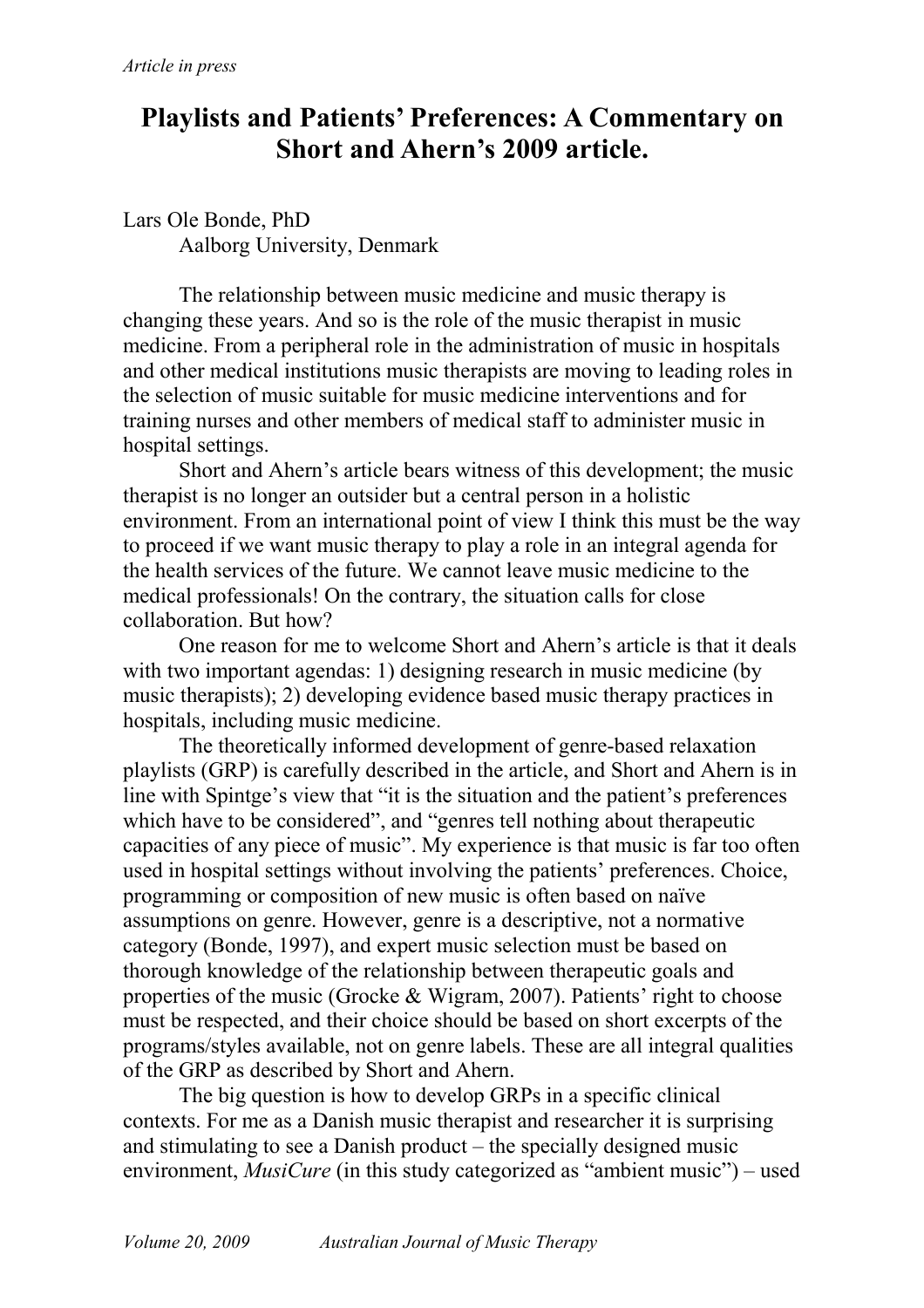*Article in press*

# Playlists and Patients' Preferences: A Commentary on Short and Ahern's 2009 article.

Lars Ole Bonde, PhD
Aalborg University, Denmark

The relationship between music medicine and music therapy is changing these years. And so is the role of the music therapist in music medicine. From a peripheral role in the administration of music in hospitals and other medical institutions music therapists are moving to leading roles in the selection of music suitable for music medicine interventions and for training nurses and other members of medical staff to administer music in hospital settings.

Short and Ahern's article bears witness of this development; the music therapist is no longer an outsider but a central person in a holistic environment. From an international point of view I think this must be the way to proceed if we want music therapy to play a role in an integral agenda for the health services of the future. We cannot leave music medicine to the medical professionals! On the contrary, the situation calls for close collaboration. But how?

One reason for me to welcome Short and Ahern's article is that it deals with two important agendas: 1) designing research in music medicine (by music therapists); 2) developing evidence based music therapy practices in hospitals, including music medicine.

The theoretically informed development of genre-based relaxation playlists (GRP) is carefully described in the article, and Short and Ahern is in line with Spintge's view that "it is the situation and the patient's preferences which have to be considered", and "genres tell nothing about therapeutic capacities of any piece of music". My experience is that music is far too often used in hospital settings without involving the patients' preferences. Choice, programming or composition of new music is often based on naïve assumptions on genre. However, genre is a descriptive, not a normative category (Bonde, 1997), and expert music selection must be based on thorough knowledge of the relationship between therapeutic goals and properties of the music (Grocke & Wigram, 2007). Patients' right to choose must be respected, and their choice should be based on short excerpts of the programs/styles available, not on genre labels. These are all integral qualities of the GRP as described by Short and Ahern.

The big question is how to develop GRPs in a specific clinical contexts. For me as a Danish music therapist and researcher it is surprising and stimulating to see a Danish product – the specially designed music environment, *MusiCure* (in this study categorized as "ambient music") – used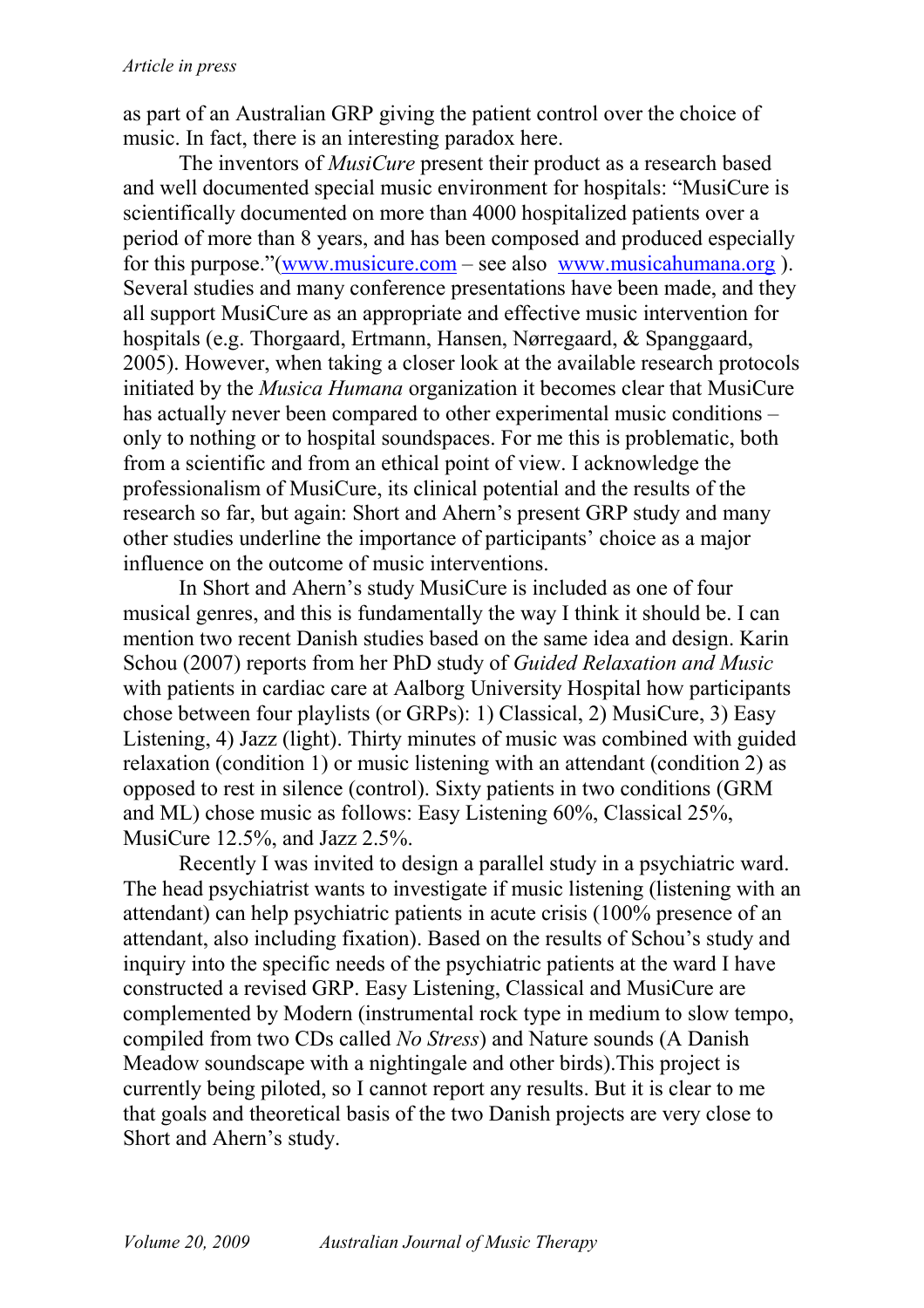as part of an Australian GRP giving the patient control over the choice of music. In fact, there is an interesting paradox here.

The inventors of *MusiCure* present their product as a research based and well documented special music environment for hospitals: "MusiCure is scientifically documented on more than 4000 hospitalized patients over a period of more than 8 years, and has been composed and produced especially for this purpose."(www.musicure.com – see also www.musicahumana.org ). Several studies and many conference presentations have been made, and they all support MusiCure as an appropriate and effective music intervention for hospitals (e.g. Thorgaard, Ertmann, Hansen, Nørregaard, & Spanggaard, 2005). However, when taking a closer look at the available research protocols initiated by the *Musica Humana* organization it becomes clear that MusiCure has actually never been compared to other experimental music conditions – only to nothing or to hospital soundspaces. For me this is problematic, both from a scientific and from an ethical point of view. I acknowledge the professionalism of MusiCure, its clinical potential and the results of the research so far, but again: Short and Ahern's present GRP study and many other studies underline the importance of participants' choice as a major influence on the outcome of music interventions.

In Short and Ahern's study MusiCure is included as one of four musical genres, and this is fundamentally the way I think it should be. I can mention two recent Danish studies based on the same idea and design. Karin Schou (2007) reports from her PhD study of *Guided Relaxation and Music* with patients in cardiac care at Aalborg University Hospital how participants chose between four playlists (or GRPs): 1) Classical, 2) MusiCure, 3) Easy Listening, 4) Jazz (light). Thirty minutes of music was combined with guided relaxation (condition 1) or music listening with an attendant (condition 2) as opposed to rest in silence (control). Sixty patients in two conditions (GRM and ML) chose music as follows: Easy Listening 60%, Classical 25%, MusiCure 12.5%, and Jazz 2.5%.

Recently I was invited to design a parallel study in a psychiatric ward. The head psychiatrist wants to investigate if music listening (listening with an attendant) can help psychiatric patients in acute crisis (100% presence of an attendant, also including fixation). Based on the results of Schou's study and inquiry into the specific needs of the psychiatric patients at the ward I have constructed a revised GRP. Easy Listening, Classical and MusiCure are complemented by Modern (instrumental rock type in medium to slow tempo, compiled from two CDs called *No Stress*) and Nature sounds (A Danish Meadow soundscape with a nightingale and other birds).This project is currently being piloted, so I cannot report any results. But it is clear to me that goals and theoretical basis of the two Danish projects are very close to Short and Ahern's study.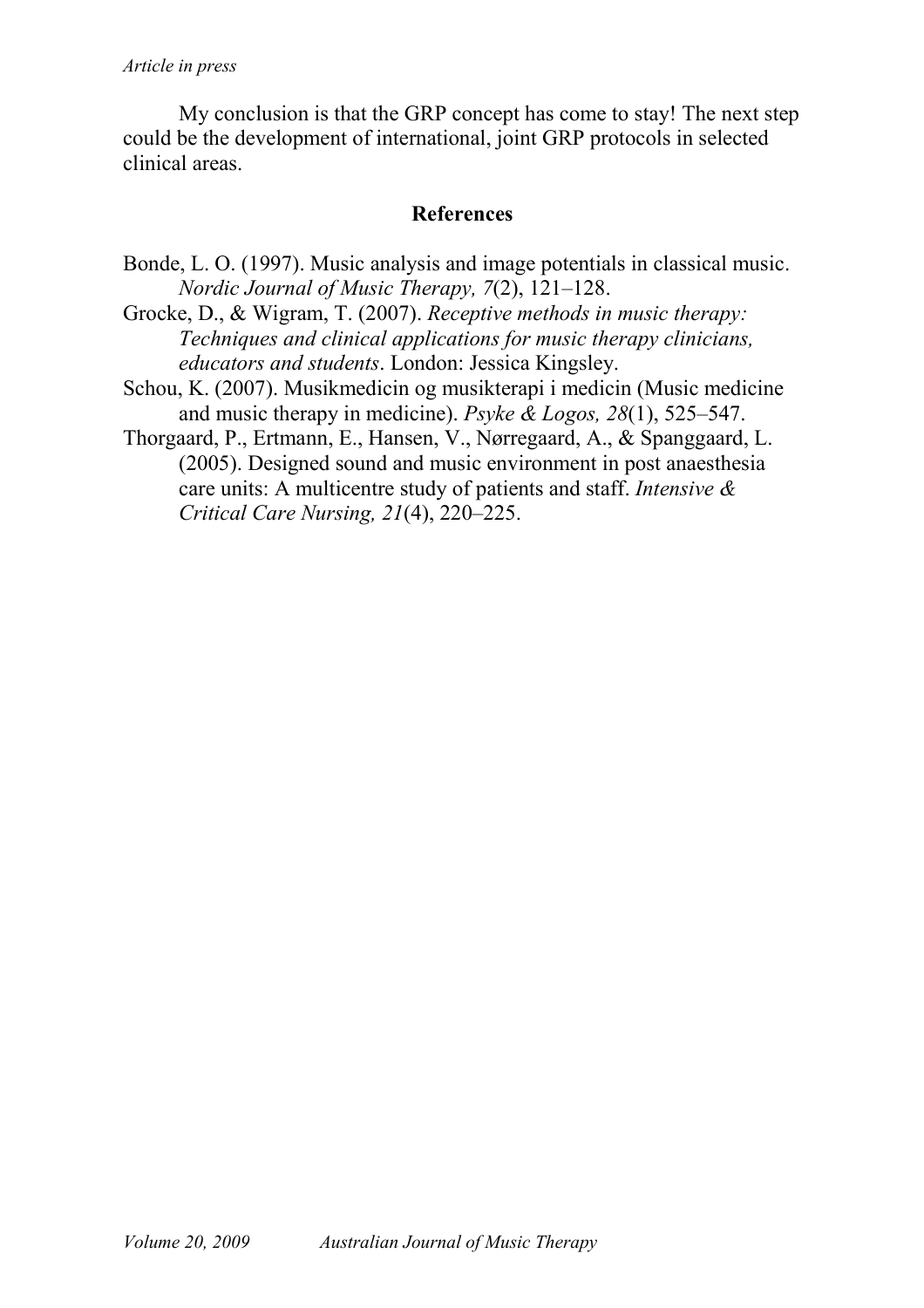My conclusion is that the GRP concept has come to stay! The next step could be the development of international, joint GRP protocols in selected clinical areas.

## References

Bonde, L. O. (1997). Music analysis and image potentials in classical music. *Nordic Journal of Music Therapy, 7*(2), 121–128.

Grocke, D., & Wigram, T. (2007). *Receptive methods in music therapy: Techniques and clinical applications for music therapy clinicians, educators and students*. London: Jessica Kingsley.

Schou, K. (2007). Musikmedicin og musikterapi i medicin (Music medicine and music therapy in medicine). *Psyke & Logos, 28*(1), 525–547.

Thorgaard, P., Ertmann, E., Hansen, V., Nørregaard, A., & Spanggaard, L. (2005). Designed sound and music environment in post anaesthesia care units: A multicentre study of patients and staff. *Intensive & Critical Care Nursing, 21*(4), 220–225.